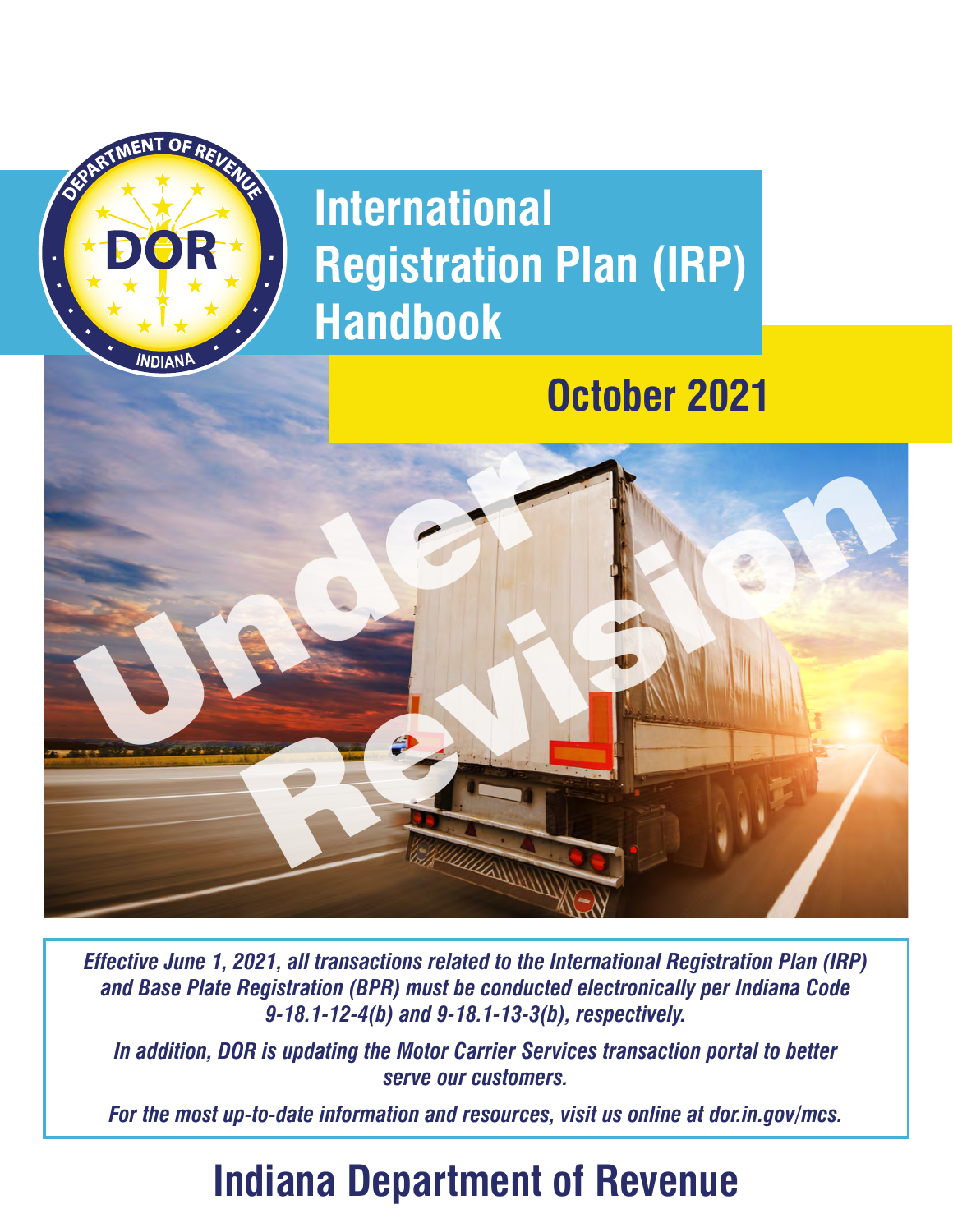# International Registration Plan (IRP) Handbook

## October 2021

Under Revision

*Effective June 1, 2021, all transactions related to the International Registration Plan (IRP) and Base Plate Registration (BPR) must be conducted electronically per Indiana Code 9-18.1-12-4(b) and 9-18.1-13-3(b), respectively.*

*In addition, DOR is updating the Motor Carrier Services transaction portal to better serve our customers.*

*For the most up-to-date information and resources, visit us online at dor.in.gov/mcs.*

# Indiana Department of Revenue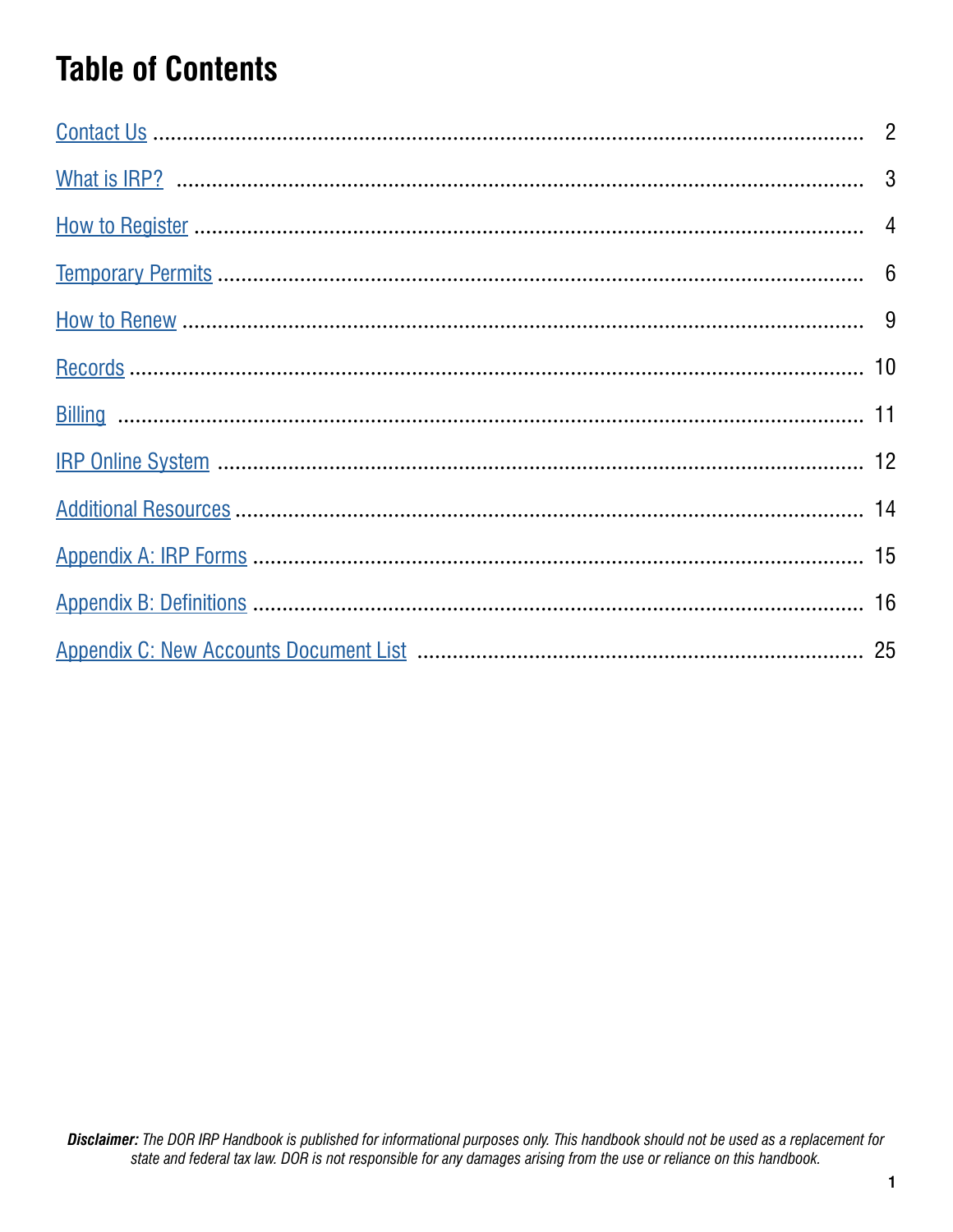# Table of Contents

| | |
|---|---|
| Contact Us | 2 |
| What is IRP? | 3 |
| How to Register | 4 |
| Temporary Permits | 6 |
| How to Renew | 9 |
| Records | 10 |
| Billing | 11 |
| IRP Online System | 12 |
| Additional Resources | 14 |
| Appendix A: IRP Forms | 15 |
| Appendix B: Definitions | 16 |
| Appendix C: New Accounts Document List | 25 |

***Disclaimer:*** *The DOR IRP Handbook is published for informational purposes only. This handbook should not be used as a replacement for state and federal tax law. DOR is not responsible for any damages arising from the use or reliance on this handbook.*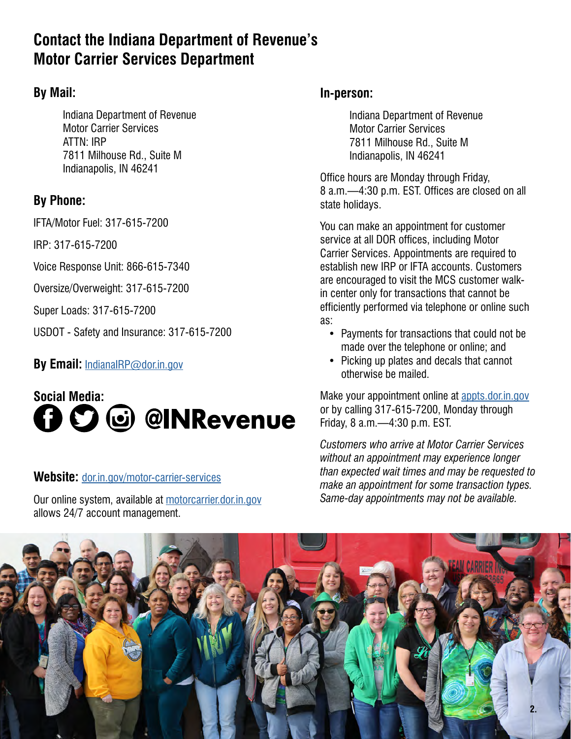# Contact the Indiana Department of Revenue's Motor Carrier Services Department

## By Mail:

Indiana Department of Revenue
Motor Carrier Services
ATTN: IRP
7811 Milhouse Rd., Suite M
Indianapolis, IN 46241

## By Phone:

IFTA/Motor Fuel: 317-615-7200

IRP: 317-615-7200

Voice Response Unit: 866-615-7340

Oversize/Overweight: 317-615-7200

Super Loads: 317-615-7200

USDOT - Safety and Insurance: 317-615-7200

**By Email:** IndianaIRP@dor.in.gov

## Social Media:

@INRevenue

**Website:** dor.in.gov/motor-carrier-services

Our online system, available at motorcarrier.dor.in.gov allows 24/7 account management.

## In-person:

Indiana Department of Revenue
Motor Carrier Services
7811 Milhouse Rd., Suite M
Indianapolis, IN 46241

Office hours are Monday through Friday, 8 a.m.—4:30 p.m. EST. Offices are closed on all state holidays.

You can make an appointment for customer service at all DOR offices, including Motor Carrier Services. Appointments are required to establish new IRP or IFTA accounts. Customers are encouraged to visit the MCS customer walk-in center only for transactions that cannot be efficiently performed via telephone or online such as:

- Payments for transactions that could not be made over the telephone or online; and
- Picking up plates and decals that cannot otherwise be mailed.

Make your appointment online at appts.dor.in.gov or by calling 317-615-7200, Monday through Friday, 8 a.m.—4:30 p.m. EST.

*Customers who arrive at Motor Carrier Services without an appointment may experience longer than expected wait times and may be requested to make an appointment for some transaction types. Same-day appointments may not be available.*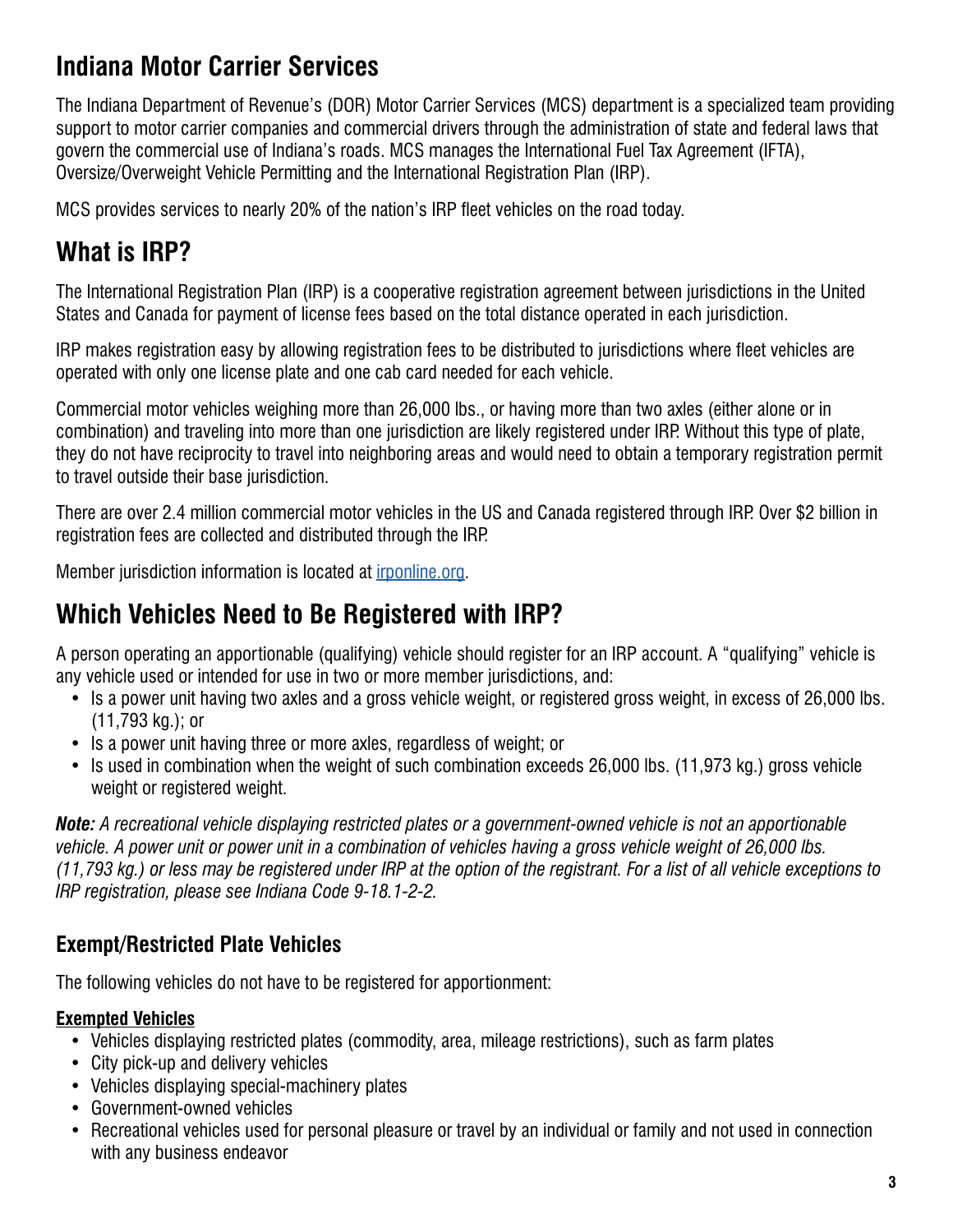## Indiana Motor Carrier Services

The Indiana Department of Revenue's (DOR) Motor Carrier Services (MCS) department is a specialized team providing support to motor carrier companies and commercial drivers through the administration of state and federal laws that govern the commercial use of Indiana's roads. MCS manages the International Fuel Tax Agreement (IFTA), Oversize/Overweight Vehicle Permitting and the International Registration Plan (IRP).

MCS provides services to nearly 20% of the nation's IRP fleet vehicles on the road today.

## What is IRP?

The International Registration Plan (IRP) is a cooperative registration agreement between jurisdictions in the United States and Canada for payment of license fees based on the total distance operated in each jurisdiction.

IRP makes registration easy by allowing registration fees to be distributed to jurisdictions where fleet vehicles are operated with only one license plate and one cab card needed for each vehicle.

Commercial motor vehicles weighing more than 26,000 lbs., or having more than two axles (either alone or in combination) and traveling into more than one jurisdiction are likely registered under IRP. Without this type of plate, they do not have reciprocity to travel into neighboring areas and would need to obtain a temporary registration permit to travel outside their base jurisdiction.

There are over 2.4 million commercial motor vehicles in the US and Canada registered through IRP. Over $2 billion in registration fees are collected and distributed through the IRP.

Member jurisdiction information is located at [irponline.org](irponline.org).

## Which Vehicles Need to Be Registered with IRP?

A person operating an apportionable (qualifying) vehicle should register for an IRP account. A "qualifying" vehicle is any vehicle used or intended for use in two or more member jurisdictions, and:

- Is a power unit having two axles and a gross vehicle weight, or registered gross weight, in excess of 26,000 lbs. (11,793 kg.); or
- Is a power unit having three or more axles, regardless of weight; or
- Is used in combination when the weight of such combination exceeds 26,000 lbs. (11,973 kg.) gross vehicle weight or registered weight.

***Note:*** *A recreational vehicle displaying restricted plates or a government-owned vehicle is not an apportionable vehicle. A power unit or power unit in a combination of vehicles having a gross vehicle weight of 26,000 lbs. (11,793 kg.) or less may be registered under IRP at the option of the registrant. For a list of all vehicle exceptions to IRP registration, please see Indiana Code 9-18.1-2-2.*

### Exempt/Restricted Plate Vehicles

The following vehicles do not have to be registered for apportionment:

**Exempted Vehicles**

- Vehicles displaying restricted plates (commodity, area, mileage restrictions), such as farm plates
- City pick-up and delivery vehicles
- Vehicles displaying special-machinery plates
- Government-owned vehicles
- Recreational vehicles used for personal pleasure or travel by an individual or family and not used in connection with any business endeavor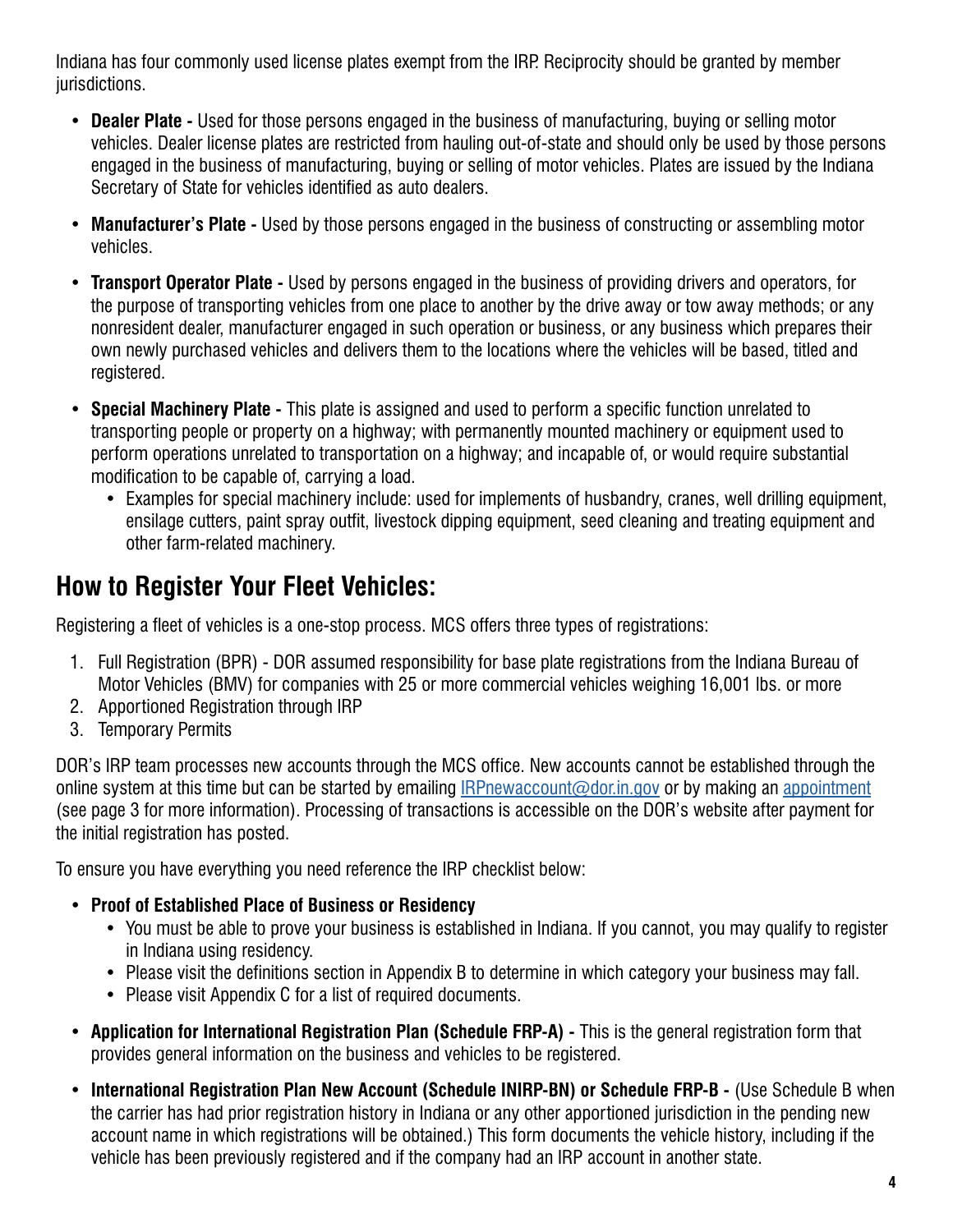Indiana has four commonly used license plates exempt from the IRP. Reciprocity should be granted by member jurisdictions.

- **Dealer Plate -** Used for those persons engaged in the business of manufacturing, buying or selling motor vehicles. Dealer license plates are restricted from hauling out-of-state and should only be used by those persons engaged in the business of manufacturing, buying or selling of motor vehicles. Plates are issued by the Indiana Secretary of State for vehicles identified as auto dealers.
- **Manufacturer's Plate -** Used by those persons engaged in the business of constructing or assembling motor vehicles.
- **Transport Operator Plate -** Used by persons engaged in the business of providing drivers and operators, for the purpose of transporting vehicles from one place to another by the drive away or tow away methods; or any nonresident dealer, manufacturer engaged in such operation or business, or any business which prepares their own newly purchased vehicles and delivers them to the locations where the vehicles will be based, titled and registered.
- **Special Machinery Plate -** This plate is assigned and used to perform a specific function unrelated to transporting people or property on a highway; with permanently mounted machinery or equipment used to perform operations unrelated to transportation on a highway; and incapable of, or would require substantial modification to be capable of, carrying a load.
  - Examples for special machinery include: used for implements of husbandry, cranes, well drilling equipment, ensilage cutters, paint spray outfit, livestock dipping equipment, seed cleaning and treating equipment and other farm-related machinery.

## How to Register Your Fleet Vehicles:

Registering a fleet of vehicles is a one-stop process. MCS offers three types of registrations:

1. Full Registration (BPR) - DOR assumed responsibility for base plate registrations from the Indiana Bureau of Motor Vehicles (BMV) for companies with 25 or more commercial vehicles weighing 16,001 lbs. or more
2. Apportioned Registration through IRP
3. Temporary Permits

DOR's IRP team processes new accounts through the MCS office. New accounts cannot be established through the online system at this time but can be started by emailing IRPnewaccount@dor.in.gov or by making an appointment (see page 3 for more information). Processing of transactions is accessible on the DOR's website after payment for the initial registration has posted.

To ensure you have everything you need reference the IRP checklist below:

- **Proof of Established Place of Business or Residency**
  - You must be able to prove your business is established in Indiana. If you cannot, you may qualify to register in Indiana using residency.
  - Please visit the definitions section in Appendix B to determine in which category your business may fall.
  - Please visit Appendix C for a list of required documents.
- **Application for International Registration Plan (Schedule FRP-A) -** This is the general registration form that provides general information on the business and vehicles to be registered.
- **International Registration Plan New Account (Schedule INIRP-BN) or Schedule FRP-B -** (Use Schedule B when the carrier has had prior registration history in Indiana or any other apportioned jurisdiction in the pending new account name in which registrations will be obtained.) This form documents the vehicle history, including if the vehicle has been previously registered and if the company had an IRP account in another state.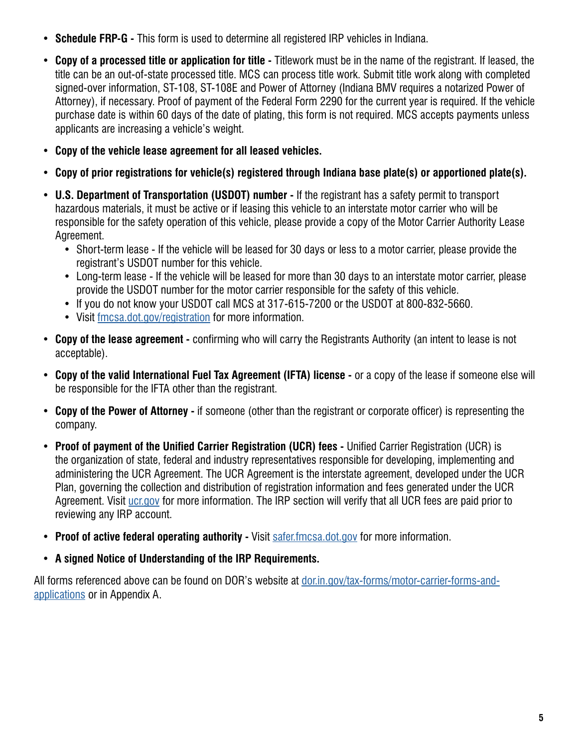- **Schedule FRP-G -** This form is used to determine all registered IRP vehicles in Indiana.
- **Copy of a processed title or application for title -** Titlework must be in the name of the registrant. If leased, the title can be an out-of-state processed title. MCS can process title work. Submit title work along with completed signed-over information, ST-108, ST-108E and Power of Attorney (Indiana BMV requires a notarized Power of Attorney), if necessary. Proof of payment of the Federal Form 2290 for the current year is required. If the vehicle purchase date is within 60 days of the date of plating, this form is not required. MCS accepts payments unless applicants are increasing a vehicle's weight.
- **Copy of the vehicle lease agreement for all leased vehicles.**
- **Copy of prior registrations for vehicle(s) registered through Indiana base plate(s) or apportioned plate(s).**
- **U.S. Department of Transportation (USDOT) number -** If the registrant has a safety permit to transport hazardous materials, it must be active or if leasing this vehicle to an interstate motor carrier who will be responsible for the safety operation of this vehicle, please provide a copy of the Motor Carrier Authority Lease Agreement.
  - Short-term lease - If the vehicle will be leased for 30 days or less to a motor carrier, please provide the registrant's USDOT number for this vehicle.
  - Long-term lease - If the vehicle will be leased for more than 30 days to an interstate motor carrier, please provide the USDOT number for the motor carrier responsible for the safety of this vehicle.
  - If you do not know your USDOT call MCS at 317-615-7200 or the USDOT at 800-832-5660.
  - Visit fmcsa.dot.gov/registration for more information.
- **Copy of the lease agreement -** confirming who will carry the Registrants Authority (an intent to lease is not acceptable).
- **Copy of the valid International Fuel Tax Agreement (IFTA) license -** or a copy of the lease if someone else will be responsible for the IFTA other than the registrant.
- **Copy of the Power of Attorney -** if someone (other than the registrant or corporate officer) is representing the company.
- **Proof of payment of the Unified Carrier Registration (UCR) fees -** Unified Carrier Registration (UCR) is the organization of state, federal and industry representatives responsible for developing, implementing and administering the UCR Agreement. The UCR Agreement is the interstate agreement, developed under the UCR Plan, governing the collection and distribution of registration information and fees generated under the UCR Agreement. Visit ucr.gov for more information. The IRP section will verify that all UCR fees are paid prior to reviewing any IRP account.
- **Proof of active federal operating authority -** Visit safer.fmcsa.dot.gov for more information.
- **A signed Notice of Understanding of the IRP Requirements.**

All forms referenced above can be found on DOR's website at dor.in.gov/tax-forms/motor-carrier-forms-and-applications or in Appendix A.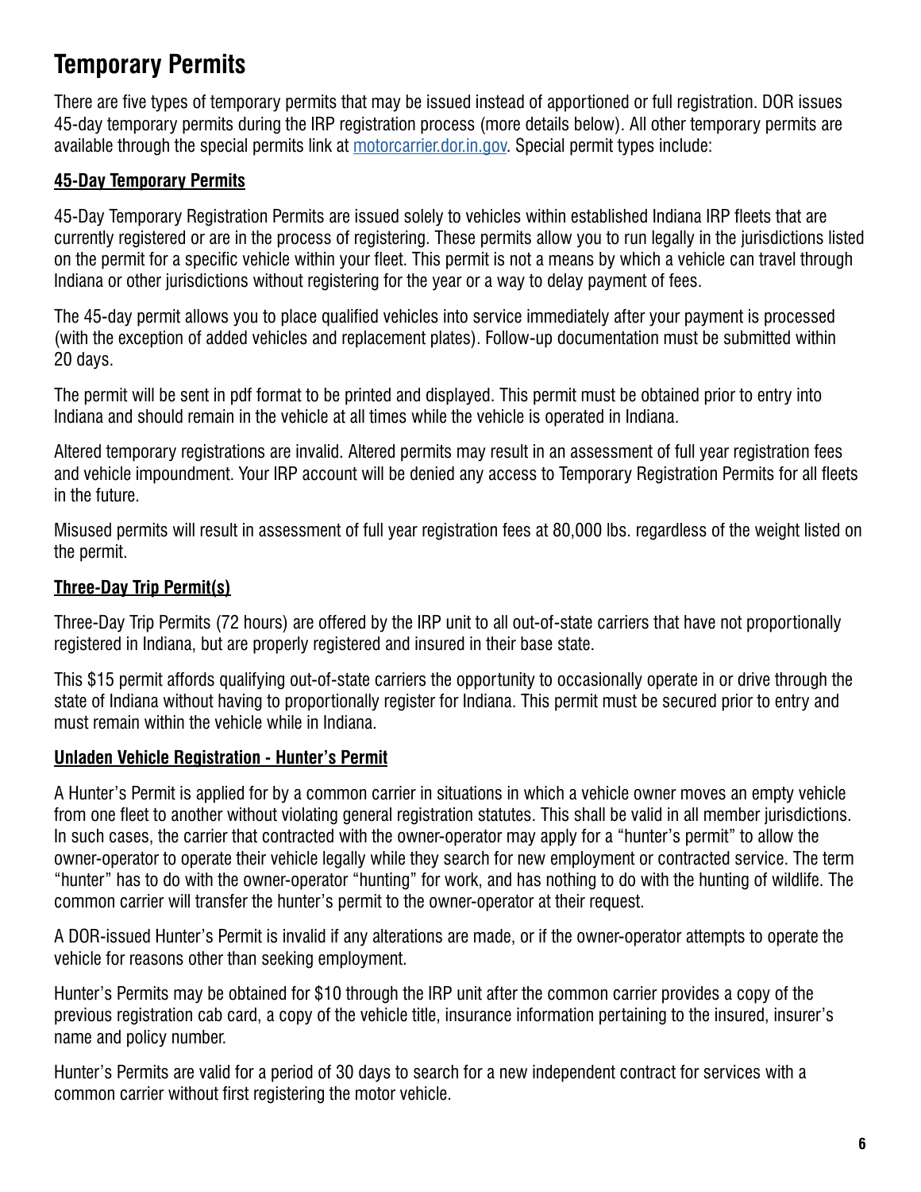# Temporary Permits

There are five types of temporary permits that may be issued instead of apportioned or full registration. DOR issues 45-day temporary permits during the IRP registration process (more details below). All other temporary permits are available through the special permits link at [motorcarrier.dor.in.gov](motorcarrier.dor.in.gov). Special permit types include:

## 45-Day Temporary Permits

45-Day Temporary Registration Permits are issued solely to vehicles within established Indiana IRP fleets that are currently registered or are in the process of registering. These permits allow you to run legally in the jurisdictions listed on the permit for a specific vehicle within your fleet. This permit is not a means by which a vehicle can travel through Indiana or other jurisdictions without registering for the year or a way to delay payment of fees.

The 45-day permit allows you to place qualified vehicles into service immediately after your payment is processed (with the exception of added vehicles and replacement plates). Follow-up documentation must be submitted within 20 days.

The permit will be sent in pdf format to be printed and displayed. This permit must be obtained prior to entry into Indiana and should remain in the vehicle at all times while the vehicle is operated in Indiana.

Altered temporary registrations are invalid. Altered permits may result in an assessment of full year registration fees and vehicle impoundment. Your IRP account will be denied any access to Temporary Registration Permits for all fleets in the future.

Misused permits will result in assessment of full year registration fees at 80,000 lbs. regardless of the weight listed on the permit.

## Three-Day Trip Permit(s)

Three-Day Trip Permits (72 hours) are offered by the IRP unit to all out-of-state carriers that have not proportionally registered in Indiana, but are properly registered and insured in their base state.

This $15 permit affords qualifying out-of-state carriers the opportunity to occasionally operate in or drive through the state of Indiana without having to proportionally register for Indiana. This permit must be secured prior to entry and must remain within the vehicle while in Indiana.

## Unladen Vehicle Registration - Hunter's Permit

A Hunter's Permit is applied for by a common carrier in situations in which a vehicle owner moves an empty vehicle from one fleet to another without violating general registration statutes. This shall be valid in all member jurisdictions. In such cases, the carrier that contracted with the owner-operator may apply for a "hunter's permit" to allow the owner-operator to operate their vehicle legally while they search for new employment or contracted service. The term "hunter" has to do with the owner-operator "hunting" for work, and has nothing to do with the hunting of wildlife. The common carrier will transfer the hunter's permit to the owner-operator at their request.

A DOR-issued Hunter's Permit is invalid if any alterations are made, or if the owner-operator attempts to operate the vehicle for reasons other than seeking employment.

Hunter's Permits may be obtained for $10 through the IRP unit after the common carrier provides a copy of the previous registration cab card, a copy of the vehicle title, insurance information pertaining to the insured, insurer's name and policy number.

Hunter's Permits are valid for a period of 30 days to search for a new independent contract for services with a common carrier without first registering the motor vehicle.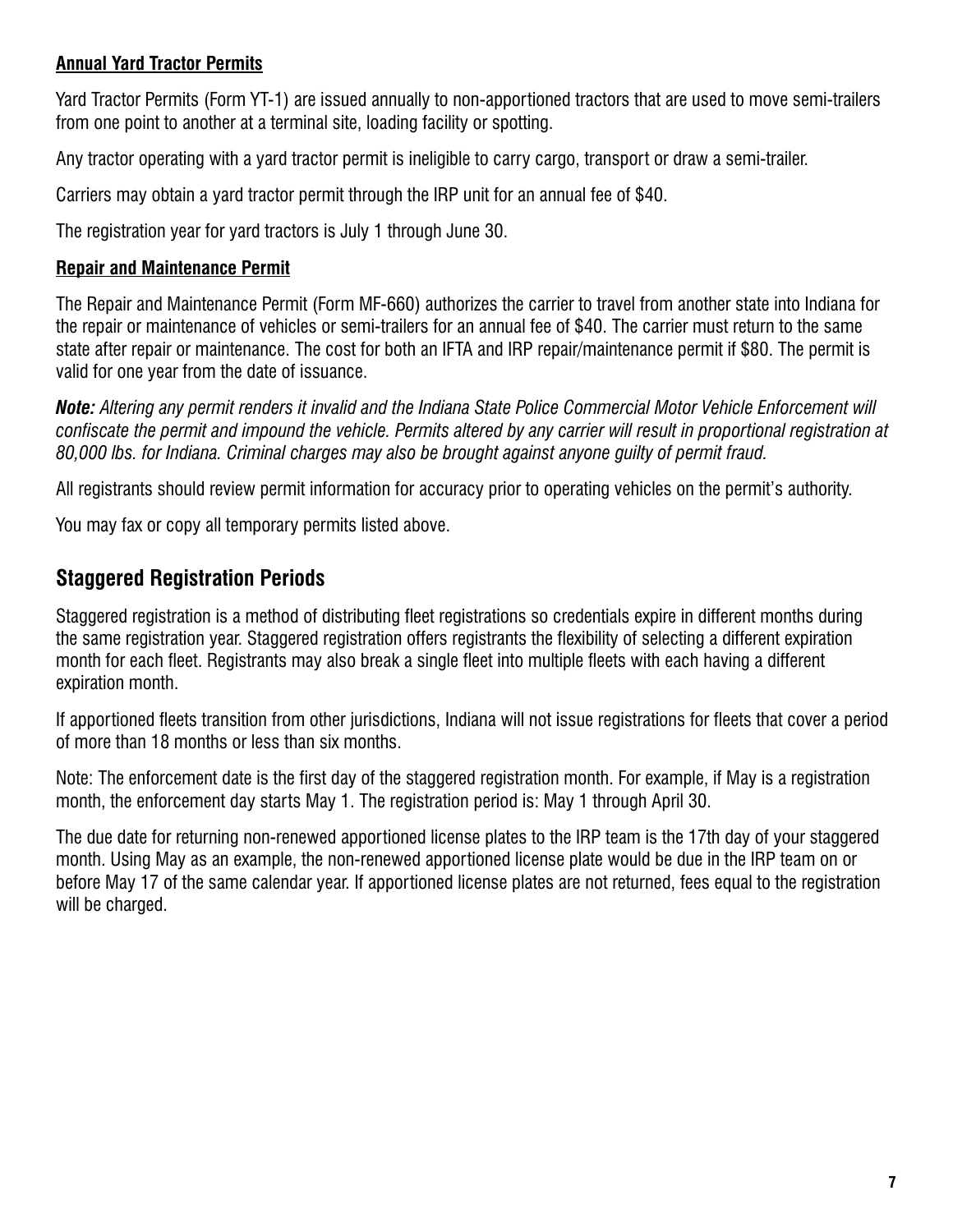**Annual Yard Tractor Permits**

Yard Tractor Permits (Form YT-1) are issued annually to non-apportioned tractors that are used to move semi-trailers from one point to another at a terminal site, loading facility or spotting.

Any tractor operating with a yard tractor permit is ineligible to carry cargo, transport or draw a semi-trailer.

Carriers may obtain a yard tractor permit through the IRP unit for an annual fee of $40.

The registration year for yard tractors is July 1 through June 30.

**Repair and Maintenance Permit**

The Repair and Maintenance Permit (Form MF-660) authorizes the carrier to travel from another state into Indiana for the repair or maintenance of vehicles or semi-trailers for an annual fee of $40. The carrier must return to the same state after repair or maintenance. The cost for both an IFTA and IRP repair/maintenance permit if $80. The permit is valid for one year from the date of issuance.

***Note:*** *Altering any permit renders it invalid and the Indiana State Police Commercial Motor Vehicle Enforcement will confiscate the permit and impound the vehicle. Permits altered by any carrier will result in proportional registration at 80,000 lbs. for Indiana. Criminal charges may also be brought against anyone guilty of permit fraud.*

All registrants should review permit information for accuracy prior to operating vehicles on the permit's authority.

You may fax or copy all temporary permits listed above.

## Staggered Registration Periods

Staggered registration is a method of distributing fleet registrations so credentials expire in different months during the same registration year. Staggered registration offers registrants the flexibility of selecting a different expiration month for each fleet. Registrants may also break a single fleet into multiple fleets with each having a different expiration month.

If apportioned fleets transition from other jurisdictions, Indiana will not issue registrations for fleets that cover a period of more than 18 months or less than six months.

Note: The enforcement date is the first day of the staggered registration month. For example, if May is a registration month, the enforcement day starts May 1. The registration period is: May 1 through April 30.

The due date for returning non-renewed apportioned license plates to the IRP team is the 17th day of your staggered month. Using May as an example, the non-renewed apportioned license plate would be due in the IRP team on or before May 17 of the same calendar year. If apportioned license plates are not returned, fees equal to the registration will be charged.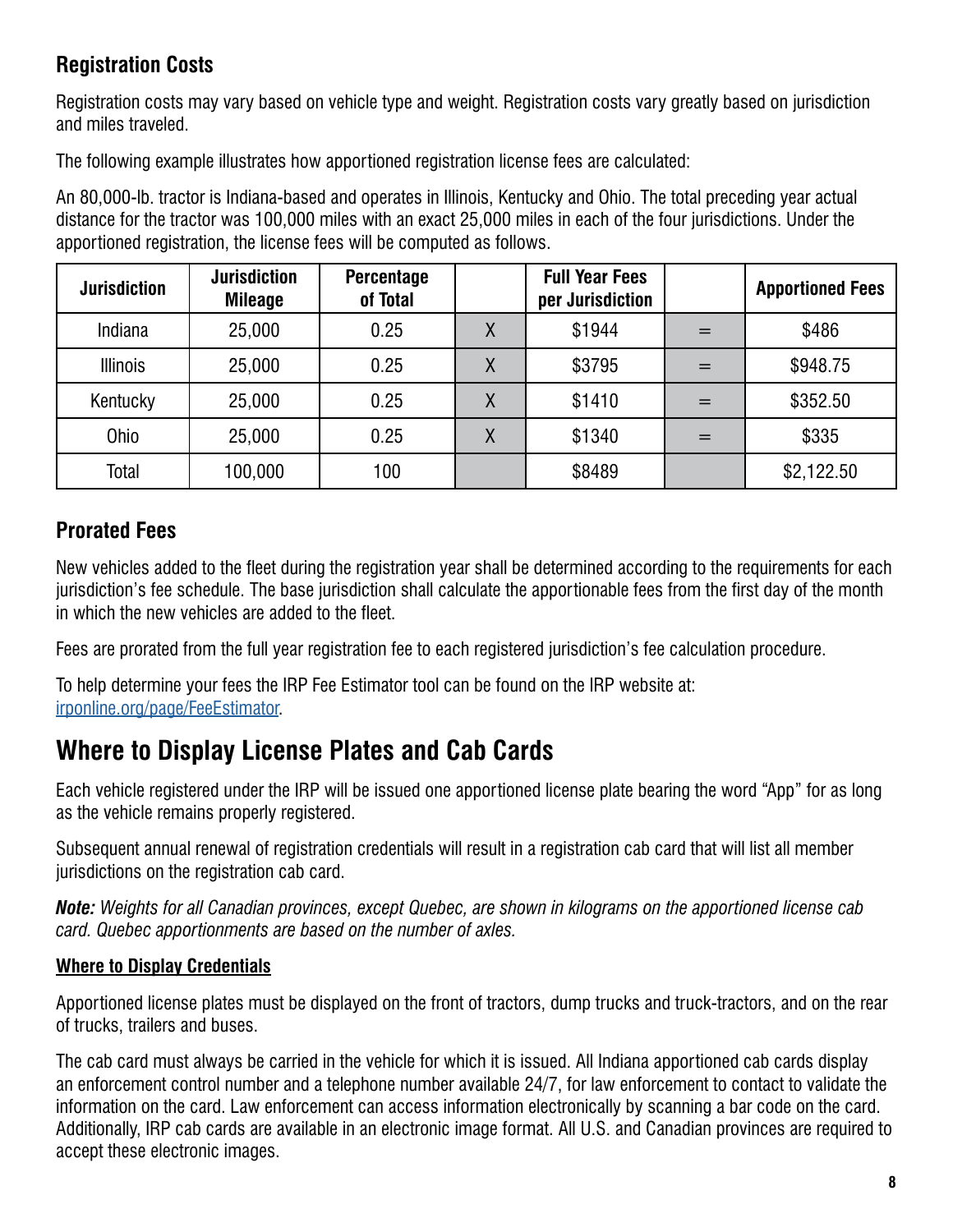## Registration Costs

Registration costs may vary based on vehicle type and weight. Registration costs vary greatly based on jurisdiction and miles traveled.

The following example illustrates how apportioned registration license fees are calculated:

An 80,000-lb. tractor is Indiana-based and operates in Illinois, Kentucky and Ohio. The total preceding year actual distance for the tractor was 100,000 miles with an exact 25,000 miles in each of the four jurisdictions. Under the apportioned registration, the license fees will be computed as follows.

| Jurisdiction | Jurisdiction Mileage | Percentage of Total | | Full Year Fees per Jurisdiction | | Apportioned Fees |
|---|---|---|---|---|---|---|
| Indiana | 25,000 | 0.25 | X | $1944 | = | $486 |
| Illinois | 25,000 | 0.25 | X | $3795 | = | $948.75 |
| Kentucky | 25,000 | 0.25 | X | $1410 | = | $352.50 |
| Ohio | 25,000 | 0.25 | X | $1340 | = | $335 |
| Total | 100,000 | 100 | | $8489 | | $2,122.50 |

## Prorated Fees

New vehicles added to the fleet during the registration year shall be determined according to the requirements for each jurisdiction's fee schedule. The base jurisdiction shall calculate the apportionable fees from the first day of the month in which the new vehicles are added to the fleet.

Fees are prorated from the full year registration fee to each registered jurisdiction's fee calculation procedure.

To help determine your fees the IRP Fee Estimator tool can be found on the IRP website at: irponline.org/page/FeeEstimator.

# Where to Display License Plates and Cab Cards

Each vehicle registered under the IRP will be issued one apportioned license plate bearing the word "App" for as long as the vehicle remains properly registered.

Subsequent annual renewal of registration credentials will result in a registration cab card that will list all member jurisdictions on the registration cab card.

***Note:*** *Weights for all Canadian provinces, except Quebec, are shown in kilograms on the apportioned license cab card. Quebec apportionments are based on the number of axles.*

**Where to Display Credentials**

Apportioned license plates must be displayed on the front of tractors, dump trucks and truck-tractors, and on the rear of trucks, trailers and buses.

The cab card must always be carried in the vehicle for which it is issued. All Indiana apportioned cab cards display an enforcement control number and a telephone number available 24/7, for law enforcement to contact to validate the information on the card. Law enforcement can access information electronically by scanning a bar code on the card. Additionally, IRP cab cards are available in an electronic image format. All U.S. and Canadian provinces are required to accept these electronic images.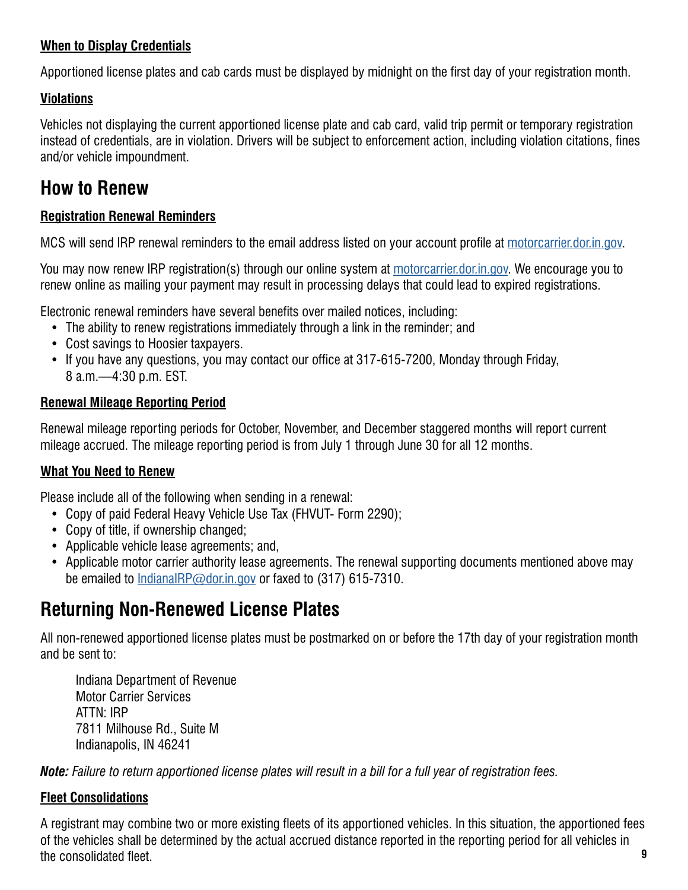#### When to Display Credentials

Apportioned license plates and cab cards must be displayed by midnight on the first day of your registration month.

#### Violations

Vehicles not displaying the current apportioned license plate and cab card, valid trip permit or temporary registration instead of credentials, are in violation. Drivers will be subject to enforcement action, including violation citations, fines and/or vehicle impoundment.

## How to Renew

#### Registration Renewal Reminders

MCS will send IRP renewal reminders to the email address listed on your account profile at motorcarrier.dor.in.gov.

You may now renew IRP registration(s) through our online system at motorcarrier.dor.in.gov. We encourage you to renew online as mailing your payment may result in processing delays that could lead to expired registrations.

Electronic renewal reminders have several benefits over mailed notices, including:

- The ability to renew registrations immediately through a link in the reminder; and
- Cost savings to Hoosier taxpayers.
- If you have any questions, you may contact our office at 317-615-7200, Monday through Friday, 8 a.m.—4:30 p.m. EST.

#### Renewal Mileage Reporting Period

Renewal mileage reporting periods for October, November, and December staggered months will report current mileage accrued. The mileage reporting period is from July 1 through June 30 for all 12 months.

#### What You Need to Renew

Please include all of the following when sending in a renewal:

- Copy of paid Federal Heavy Vehicle Use Tax (FHVUT- Form 2290);
- Copy of title, if ownership changed;
- Applicable vehicle lease agreements; and,
- Applicable motor carrier authority lease agreements. The renewal supporting documents mentioned above may be emailed to IndianaIRP@dor.in.gov or faxed to (317) 615-7310.

## Returning Non-Renewed License Plates

All non-renewed apportioned license plates must be postmarked on or before the 17th day of your registration month and be sent to:

Indiana Department of Revenue
Motor Carrier Services
ATTN: IRP
7811 Milhouse Rd., Suite M
Indianapolis, IN 46241

***Note:*** *Failure to return apportioned license plates will result in a bill for a full year of registration fees.*

#### Fleet Consolidations

A registrant may combine two or more existing fleets of its apportioned vehicles. In this situation, the apportioned fees of the vehicles shall be determined by the actual accrued distance reported in the reporting period for all vehicles in the consolidated fleet.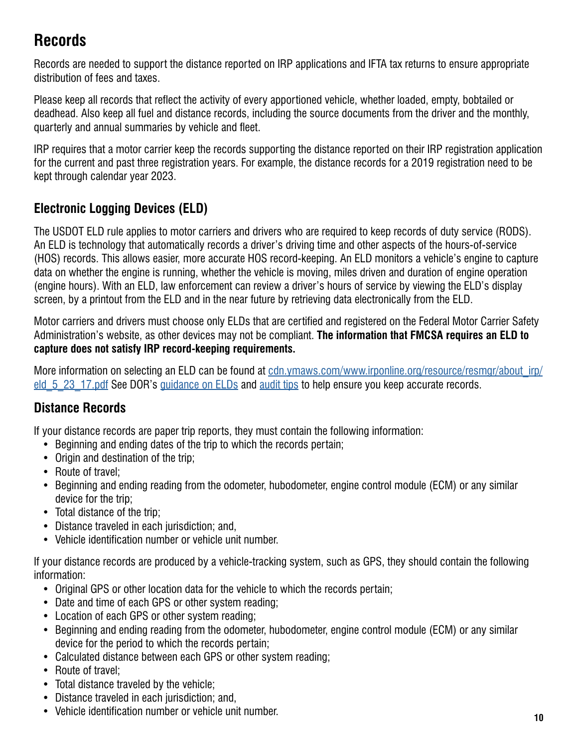# Records

Records are needed to support the distance reported on IRP applications and IFTA tax returns to ensure appropriate distribution of fees and taxes.

Please keep all records that reflect the activity of every apportioned vehicle, whether loaded, empty, bobtailed or deadhead. Also keep all fuel and distance records, including the source documents from the driver and the monthly, quarterly and annual summaries by vehicle and fleet.

IRP requires that a motor carrier keep the records supporting the distance reported on their IRP registration application for the current and past three registration years. For example, the distance records for a 2019 registration need to be kept through calendar year 2023.

## Electronic Logging Devices (ELD)

The USDOT ELD rule applies to motor carriers and drivers who are required to keep records of duty service (RODS). An ELD is technology that automatically records a driver's driving time and other aspects of the hours-of-service (HOS) records. This allows easier, more accurate HOS record-keeping. An ELD monitors a vehicle's engine to capture data on whether the engine is running, whether the vehicle is moving, miles driven and duration of engine operation (engine hours). With an ELD, law enforcement can review a driver's hours of service by viewing the ELD's display screen, by a printout from the ELD and in the near future by retrieving data electronically from the ELD.

Motor carriers and drivers must choose only ELDs that are certified and registered on the Federal Motor Carrier Safety Administration's website, as other devices may not be compliant. **The information that FMCSA requires an ELD to capture does not satisfy IRP record-keeping requirements.**

More information on selecting an ELD can be found at cdn.ymaws.com/www.irponline.org/resource/resmgr/about_irp/eld_5_23_17.pdf See DOR's guidance on ELDs and audit tips to help ensure you keep accurate records.

## Distance Records

If your distance records are paper trip reports, they must contain the following information:

- Beginning and ending dates of the trip to which the records pertain;
- Origin and destination of the trip;
- Route of travel;
- Beginning and ending reading from the odometer, hubodometer, engine control module (ECM) or any similar device for the trip;
- Total distance of the trip;
- Distance traveled in each jurisdiction; and,
- Vehicle identification number or vehicle unit number.

If your distance records are produced by a vehicle-tracking system, such as GPS, they should contain the following information:

- Original GPS or other location data for the vehicle to which the records pertain;
- Date and time of each GPS or other system reading;
- Location of each GPS or other system reading;
- Beginning and ending reading from the odometer, hubodometer, engine control module (ECM) or any similar device for the period to which the records pertain;
- Calculated distance between each GPS or other system reading;
- Route of travel;
- Total distance traveled by the vehicle;
- Distance traveled in each jurisdiction; and,
- Vehicle identification number or vehicle unit number.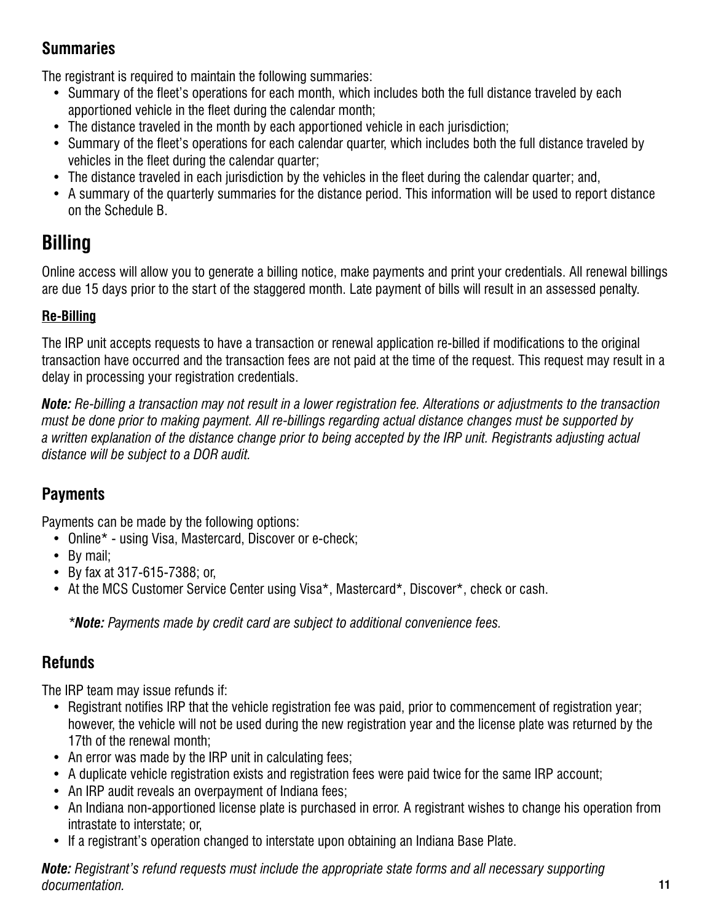### Summaries

The registrant is required to maintain the following summaries:

- Summary of the fleet's operations for each month, which includes both the full distance traveled by each apportioned vehicle in the fleet during the calendar month;
- The distance traveled in the month by each apportioned vehicle in each jurisdiction;
- Summary of the fleet's operations for each calendar quarter, which includes both the full distance traveled by vehicles in the fleet during the calendar quarter;
- The distance traveled in each jurisdiction by the vehicles in the fleet during the calendar quarter; and,
- A summary of the quarterly summaries for the distance period. This information will be used to report distance on the Schedule B.

## Billing

Online access will allow you to generate a billing notice, make payments and print your credentials. All renewal billings are due 15 days prior to the start of the staggered month. Late payment of bills will result in an assessed penalty.

**Re-Billing**

The IRP unit accepts requests to have a transaction or renewal application re-billed if modifications to the original transaction have occurred and the transaction fees are not paid at the time of the request. This request may result in a delay in processing your registration credentials.

***Note:*** *Re-billing a transaction may not result in a lower registration fee. Alterations or adjustments to the transaction must be done prior to making payment. All re-billings regarding actual distance changes must be supported by a written explanation of the distance change prior to being accepted by the IRP unit. Registrants adjusting actual distance will be subject to a DOR audit.*

### Payments

Payments can be made by the following options:

- Online* - using Visa, Mastercard, Discover or e-check;
- By mail;
- By fax at 317-615-7388; or,
- At the MCS Customer Service Center using Visa*, Mastercard*, Discover*, check or cash.

*\****Note:*** *Payments made by credit card are subject to additional convenience fees.*

### Refunds

The IRP team may issue refunds if:

- Registrant notifies IRP that the vehicle registration fee was paid, prior to commencement of registration year; however, the vehicle will not be used during the new registration year and the license plate was returned by the 17th of the renewal month;
- An error was made by the IRP unit in calculating fees;
- A duplicate vehicle registration exists and registration fees were paid twice for the same IRP account;
- An IRP audit reveals an overpayment of Indiana fees;
- An Indiana non-apportioned license plate is purchased in error. A registrant wishes to change his operation from intrastate to interstate; or,
- If a registrant's operation changed to interstate upon obtaining an Indiana Base Plate.

***Note:*** *Registrant's refund requests must include the appropriate state forms and all necessary supporting documentation.*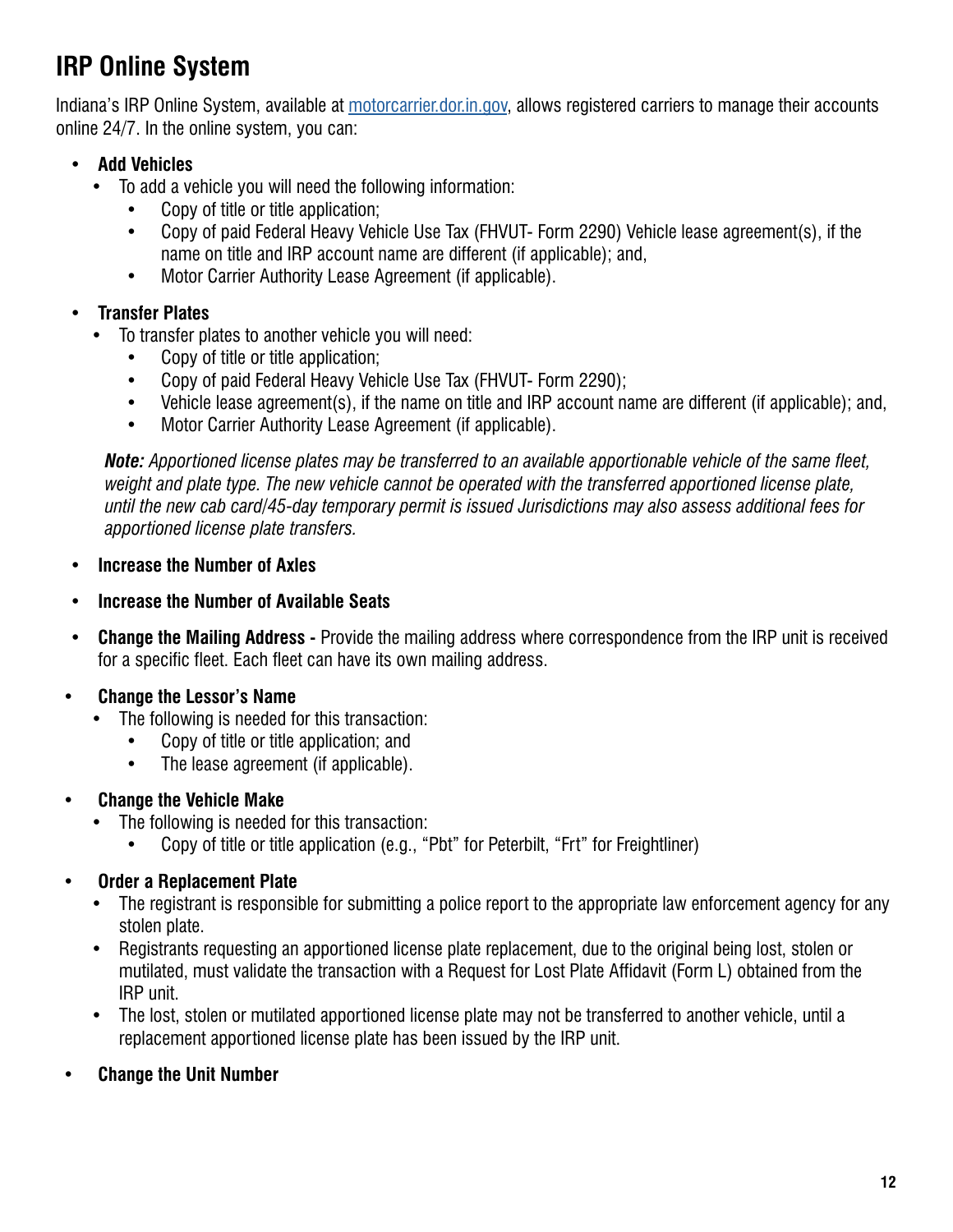## IRP Online System

Indiana's IRP Online System, available at [motorcarrier.dor.in.gov](motorcarrier.dor.in.gov), allows registered carriers to manage their accounts online 24/7. In the online system, you can:

- **Add Vehicles**
  - To add a vehicle you will need the following information:
    - Copy of title or title application;
    - Copy of paid Federal Heavy Vehicle Use Tax (FHVUT- Form 2290) Vehicle lease agreement(s), if the name on title and IRP account name are different (if applicable); and,
    - Motor Carrier Authority Lease Agreement (if applicable).
- **Transfer Plates**
  - To transfer plates to another vehicle you will need:
    - Copy of title or title application;
    - Copy of paid Federal Heavy Vehicle Use Tax (FHVUT- Form 2290);
    - Vehicle lease agreement(s), if the name on title and IRP account name are different (if applicable); and,
    - Motor Carrier Authority Lease Agreement (if applicable).

  ***Note:*** *Apportioned license plates may be transferred to an available apportionable vehicle of the same fleet, weight and plate type. The new vehicle cannot be operated with the transferred apportioned license plate, until the new cab card/45-day temporary permit is issued Jurisdictions may also assess additional fees for apportioned license plate transfers.*
- **Increase the Number of Axles**
- **Increase the Number of Available Seats**
- **Change the Mailing Address -** Provide the mailing address where correspondence from the IRP unit is received for a specific fleet. Each fleet can have its own mailing address.
- **Change the Lessor's Name**
  - The following is needed for this transaction:
    - Copy of title or title application; and
    - The lease agreement (if applicable).
- **Change the Vehicle Make**
  - The following is needed for this transaction:
    - Copy of title or title application (e.g., "Pbt" for Peterbilt, "Frt" for Freightliner)
- **Order a Replacement Plate**
  - The registrant is responsible for submitting a police report to the appropriate law enforcement agency for any stolen plate.
  - Registrants requesting an apportioned license plate replacement, due to the original being lost, stolen or mutilated, must validate the transaction with a Request for Lost Plate Affidavit (Form L) obtained from the IRP unit.
  - The lost, stolen or mutilated apportioned license plate may not be transferred to another vehicle, until a replacement apportioned license plate has been issued by the IRP unit.
- **Change the Unit Number**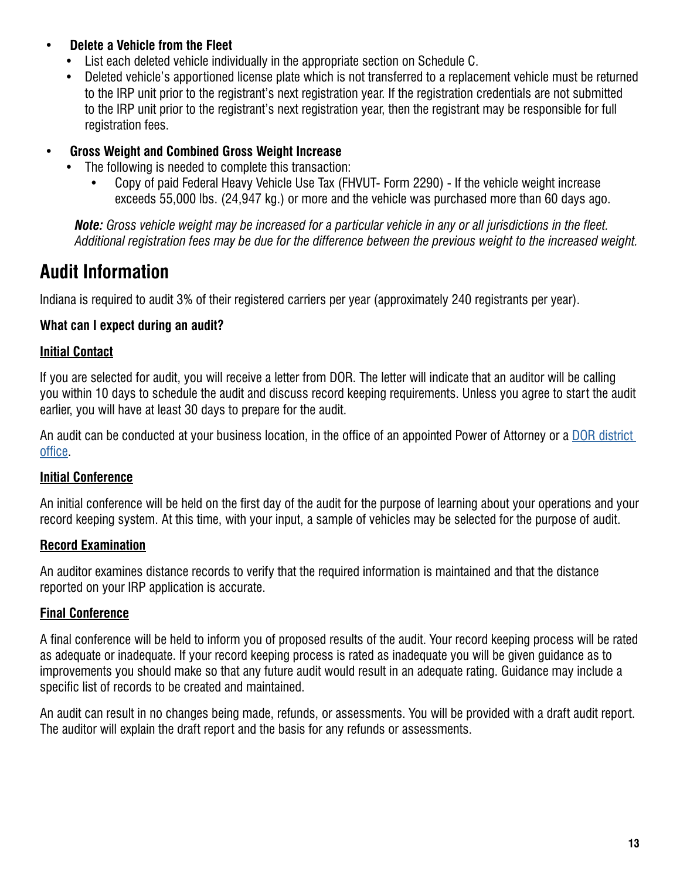- **Delete a Vehicle from the Fleet**
  - List each deleted vehicle individually in the appropriate section on Schedule C.
  - Deleted vehicle's apportioned license plate which is not transferred to a replacement vehicle must be returned to the IRP unit prior to the registrant's next registration year. If the registration credentials are not submitted to the IRP unit prior to the registrant's next registration year, then the registrant may be responsible for full registration fees.
- **Gross Weight and Combined Gross Weight Increase**
  - The following is needed to complete this transaction:
    - Copy of paid Federal Heavy Vehicle Use Tax (FHVUT- Form 2290) - If the vehicle weight increase exceeds 55,000 lbs. (24,947 kg.) or more and the vehicle was purchased more than 60 days ago.

  ***Note:*** *Gross vehicle weight may be increased for a particular vehicle in any or all jurisdictions in the fleet. Additional registration fees may be due for the difference between the previous weight to the increased weight.*

## Audit Information

Indiana is required to audit 3% of their registered carriers per year (approximately 240 registrants per year).

**What can I expect during an audit?**

**Initial Contact**

If you are selected for audit, you will receive a letter from DOR. The letter will indicate that an auditor will be calling you within 10 days to schedule the audit and discuss record keeping requirements. Unless you agree to start the audit earlier, you will have at least 30 days to prepare for the audit.

An audit can be conducted at your business location, in the office of an appointed Power of Attorney or a DOR district office.

**Initial Conference**

An initial conference will be held on the first day of the audit for the purpose of learning about your operations and your record keeping system. At this time, with your input, a sample of vehicles may be selected for the purpose of audit.

**Record Examination**

An auditor examines distance records to verify that the required information is maintained and that the distance reported on your IRP application is accurate.

**Final Conference**

A final conference will be held to inform you of proposed results of the audit. Your record keeping process will be rated as adequate or inadequate. If your record keeping process is rated as inadequate you will be given guidance as to improvements you should make so that any future audit would result in an adequate rating. Guidance may include a specific list of records to be created and maintained.

An audit can result in no changes being made, refunds, or assessments. You will be provided with a draft audit report. The auditor will explain the draft report and the basis for any refunds or assessments.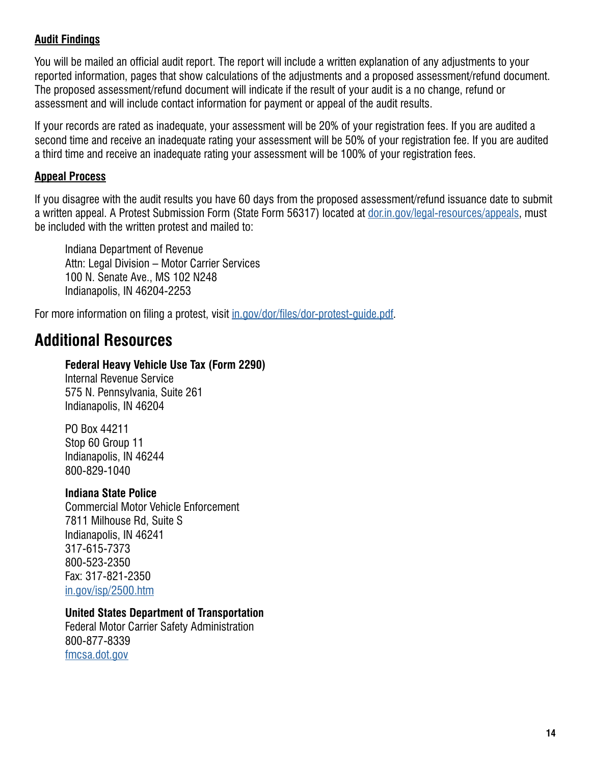**<u>Audit Findings</u>**

You will be mailed an official audit report. The report will include a written explanation of any adjustments to your reported information, pages that show calculations of the adjustments and a proposed assessment/refund document. The proposed assessment/refund document will indicate if the result of your audit is a no change, refund or assessment and will include contact information for payment or appeal of the audit results.

If your records are rated as inadequate, your assessment will be 20% of your registration fees. If you are audited a second time and receive an inadequate rating your assessment will be 50% of your registration fee. If you are audited a third time and receive an inadequate rating your assessment will be 100% of your registration fees.

**<u>Appeal Process</u>**

If you disagree with the audit results you have 60 days from the proposed assessment/refund issuance date to submit a written appeal. A Protest Submission Form (State Form 56317) located at dor.in.gov/legal-resources/appeals, must be included with the written protest and mailed to:

Indiana Department of Revenue
Attn: Legal Division – Motor Carrier Services
100 N. Senate Ave., MS 102 N248
Indianapolis, IN 46204-2253

For more information on filing a protest, visit in.gov/dor/files/dor-protest-guide.pdf.

## Additional Resources

**Federal Heavy Vehicle Use Tax (Form 2290)**
Internal Revenue Service
575 N. Pennsylvania, Suite 261
Indianapolis, IN 46204

PO Box 44211
Stop 60 Group 11
Indianapolis, IN 46244
800-829-1040

**Indiana State Police**
Commercial Motor Vehicle Enforcement
7811 Milhouse Rd, Suite S
Indianapolis, IN 46241
317-615-7373
800-523-2350
Fax: 317-821-2350
in.gov/isp/2500.htm

**United States Department of Transportation**
Federal Motor Carrier Safety Administration
800-877-8339
fmcsa.dot.gov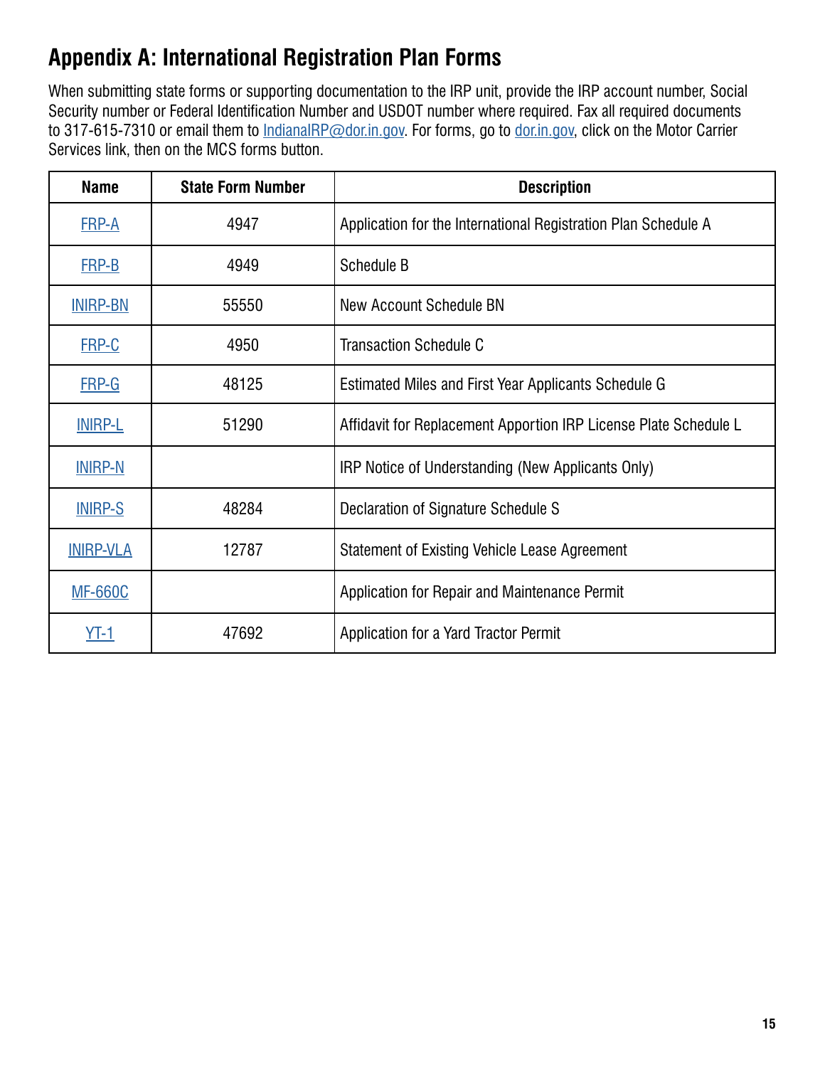# Appendix A: International Registration Plan Forms

When submitting state forms or supporting documentation to the IRP unit, provide the IRP account number, Social Security number or Federal Identification Number and USDOT number where required. Fax all required documents to 317-615-7310 or email them to IndianaIRP@dor.in.gov. For forms, go to dor.in.gov, click on the Motor Carrier Services link, then on the MCS forms button.

| Name | State Form Number | Description |
|---|---|---|
| FRP-A | 4947 | Application for the International Registration Plan Schedule A |
| FRP-B | 4949 | Schedule B |
| INIRP-BN | 55550 | New Account Schedule BN |
| FRP-C | 4950 | Transaction Schedule C |
| FRP-G | 48125 | Estimated Miles and First Year Applicants Schedule G |
| INIRP-L | 51290 | Affidavit for Replacement Apportion IRP License Plate Schedule L |
| INIRP-N | | IRP Notice of Understanding (New Applicants Only) |
| INIRP-S | 48284 | Declaration of Signature Schedule S |
| INIRP-VLA | 12787 | Statement of Existing Vehicle Lease Agreement |
| MF-660C | | Application for Repair and Maintenance Permit |
| YT-1 | 47692 | Application for a Yard Tractor Permit |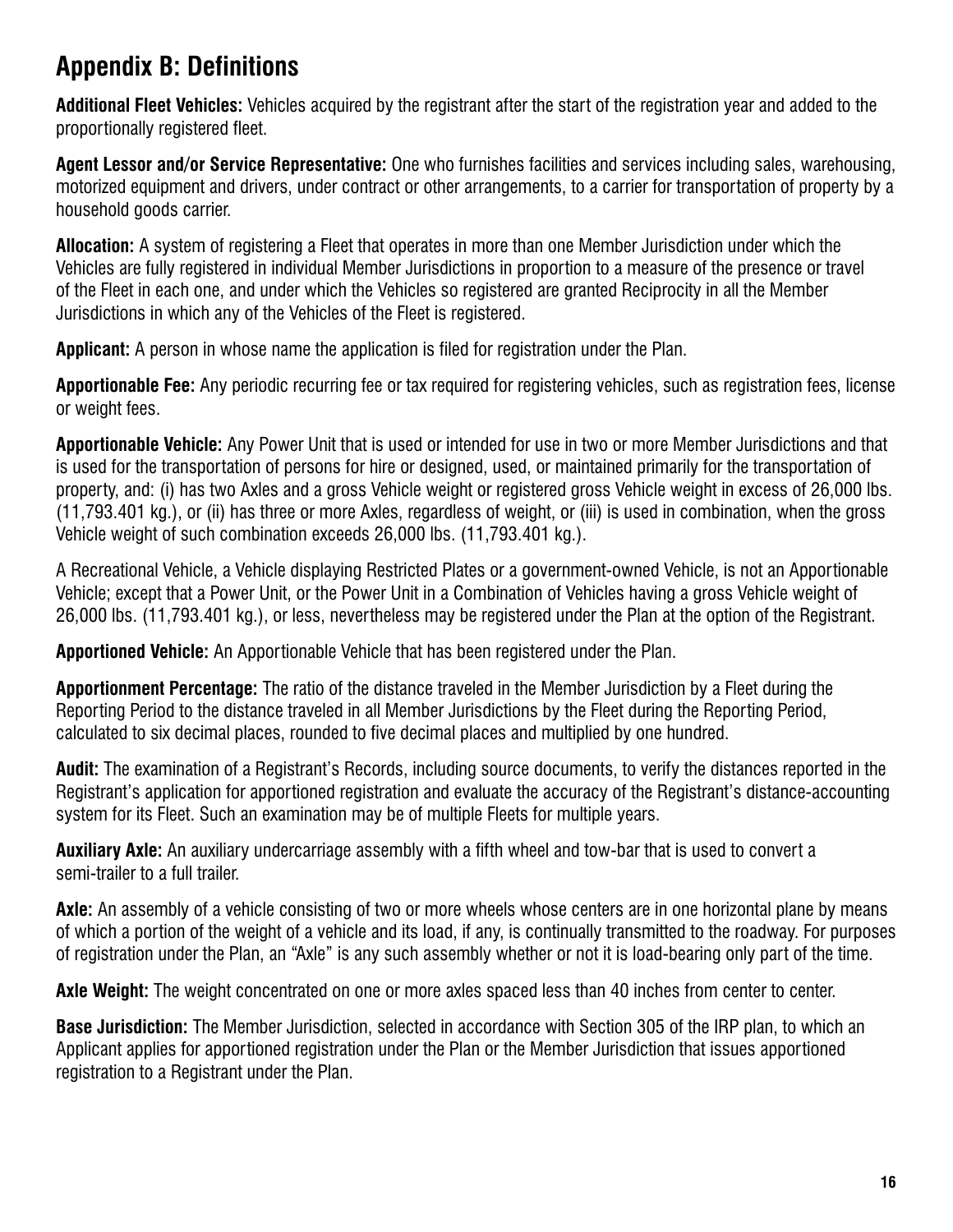## Appendix B: Definitions

**Additional Fleet Vehicles:** Vehicles acquired by the registrant after the start of the registration year and added to the proportionally registered fleet.

**Agent Lessor and/or Service Representative:** One who furnishes facilities and services including sales, warehousing, motorized equipment and drivers, under contract or other arrangements, to a carrier for transportation of property by a household goods carrier.

**Allocation:** A system of registering a Fleet that operates in more than one Member Jurisdiction under which the Vehicles are fully registered in individual Member Jurisdictions in proportion to a measure of the presence or travel of the Fleet in each one, and under which the Vehicles so registered are granted Reciprocity in all the Member Jurisdictions in which any of the Vehicles of the Fleet is registered.

**Applicant:** A person in whose name the application is filed for registration under the Plan.

**Apportionable Fee:** Any periodic recurring fee or tax required for registering vehicles, such as registration fees, license or weight fees.

**Apportionable Vehicle:** Any Power Unit that is used or intended for use in two or more Member Jurisdictions and that is used for the transportation of persons for hire or designed, used, or maintained primarily for the transportation of property, and: (i) has two Axles and a gross Vehicle weight or registered gross Vehicle weight in excess of 26,000 lbs. (11,793.401 kg.), or (ii) has three or more Axles, regardless of weight, or (iii) is used in combination, when the gross Vehicle weight of such combination exceeds 26,000 lbs. (11,793.401 kg.).

A Recreational Vehicle, a Vehicle displaying Restricted Plates or a government-owned Vehicle, is not an Apportionable Vehicle; except that a Power Unit, or the Power Unit in a Combination of Vehicles having a gross Vehicle weight of 26,000 lbs. (11,793.401 kg.), or less, nevertheless may be registered under the Plan at the option of the Registrant.

**Apportioned Vehicle:** An Apportionable Vehicle that has been registered under the Plan.

**Apportionment Percentage:** The ratio of the distance traveled in the Member Jurisdiction by a Fleet during the Reporting Period to the distance traveled in all Member Jurisdictions by the Fleet during the Reporting Period, calculated to six decimal places, rounded to five decimal places and multiplied by one hundred.

**Audit:** The examination of a Registrant's Records, including source documents, to verify the distances reported in the Registrant's application for apportioned registration and evaluate the accuracy of the Registrant's distance-accounting system for its Fleet. Such an examination may be of multiple Fleets for multiple years.

**Auxiliary Axle:** An auxiliary undercarriage assembly with a fifth wheel and tow-bar that is used to convert a semi-trailer to a full trailer.

**Axle:** An assembly of a vehicle consisting of two or more wheels whose centers are in one horizontal plane by means of which a portion of the weight of a vehicle and its load, if any, is continually transmitted to the roadway. For purposes of registration under the Plan, an "Axle" is any such assembly whether or not it is load-bearing only part of the time.

**Axle Weight:** The weight concentrated on one or more axles spaced less than 40 inches from center to center.

**Base Jurisdiction:** The Member Jurisdiction, selected in accordance with Section 305 of the IRP plan, to which an Applicant applies for apportioned registration under the Plan or the Member Jurisdiction that issues apportioned registration to a Registrant under the Plan.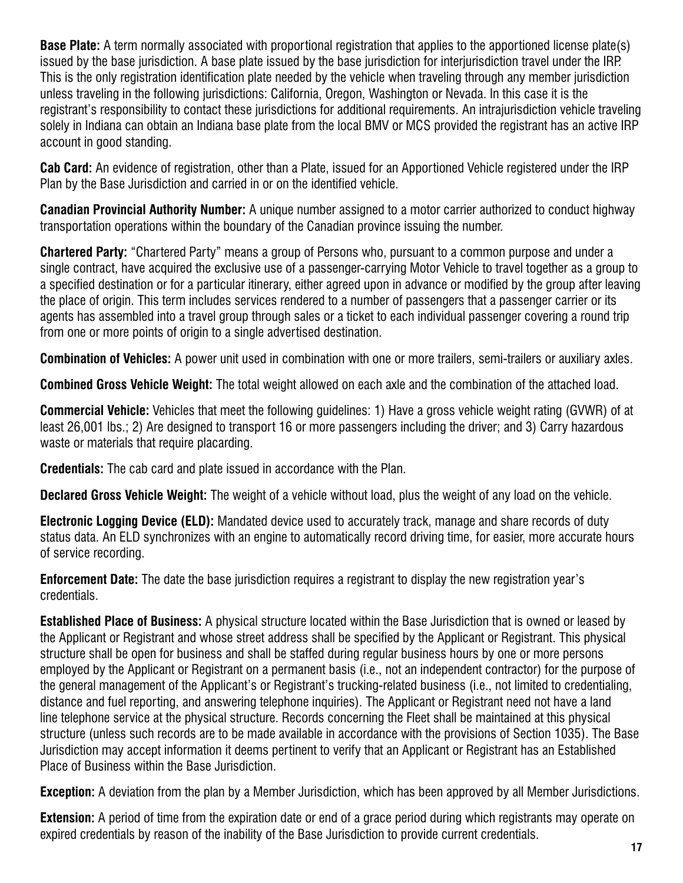**Base Plate:** A term normally associated with proportional registration that applies to the apportioned license plate(s) issued by the base jurisdiction. A base plate issued by the base jurisdiction for interjurisdiction travel under the IRP. This is the only registration identification plate needed by the vehicle when traveling through any member jurisdiction unless traveling in the following jurisdictions: California, Oregon, Washington or Nevada. In this case it is the registrant's responsibility to contact these jurisdictions for additional requirements. An intrajurisdiction vehicle traveling solely in Indiana can obtain an Indiana base plate from the local BMV or MCS provided the registrant has an active IRP account in good standing.

**Cab Card:** An evidence of registration, other than a Plate, issued for an Apportioned Vehicle registered under the IRP Plan by the Base Jurisdiction and carried in or on the identified vehicle.

**Canadian Provincial Authority Number:** A unique number assigned to a motor carrier authorized to conduct highway transportation operations within the boundary of the Canadian province issuing the number.

**Chartered Party:** "Chartered Party" means a group of Persons who, pursuant to a common purpose and under a single contract, have acquired the exclusive use of a passenger-carrying Motor Vehicle to travel together as a group to a specified destination or for a particular itinerary, either agreed upon in advance or modified by the group after leaving the place of origin. This term includes services rendered to a number of passengers that a passenger carrier or its agents has assembled into a travel group through sales or a ticket to each individual passenger covering a round trip from one or more points of origin to a single advertised destination.

**Combination of Vehicles:** A power unit used in combination with one or more trailers, semi-trailers or auxiliary axles.

**Combined Gross Vehicle Weight:** The total weight allowed on each axle and the combination of the attached load.

**Commercial Vehicle:** Vehicles that meet the following guidelines: 1) Have a gross vehicle weight rating (GVWR) of at least 26,001 lbs.; 2) Are designed to transport 16 or more passengers including the driver; and 3) Carry hazardous waste or materials that require placarding.

**Credentials:** The cab card and plate issued in accordance with the Plan.

**Declared Gross Vehicle Weight:** The weight of a vehicle without load, plus the weight of any load on the vehicle.

**Electronic Logging Device (ELD):** Mandated device used to accurately track, manage and share records of duty status data. An ELD synchronizes with an engine to automatically record driving time, for easier, more accurate hours of service recording.

**Enforcement Date:** The date the base jurisdiction requires a registrant to display the new registration year's credentials.

**Established Place of Business:** A physical structure located within the Base Jurisdiction that is owned or leased by the Applicant or Registrant and whose street address shall be specified by the Applicant or Registrant. This physical structure shall be open for business and shall be staffed during regular business hours by one or more persons employed by the Applicant or Registrant on a permanent basis (i.e., not an independent contractor) for the purpose of the general management of the Applicant's or Registrant's trucking-related business (i.e., not limited to credentialing, distance and fuel reporting, and answering telephone inquiries). The Applicant or Registrant need not have a land line telephone service at the physical structure. Records concerning the Fleet shall be maintained at this physical structure (unless such records are to be made available in accordance with the provisions of Section 1035). The Base Jurisdiction may accept information it deems pertinent to verify that an Applicant or Registrant has an Established Place of Business within the Base Jurisdiction.

**Exception:** A deviation from the plan by a Member Jurisdiction, which has been approved by all Member Jurisdictions.

**Extension:** A period of time from the expiration date or end of a grace period during which registrants may operate on expired credentials by reason of the inability of the Base Jurisdiction to provide current credentials.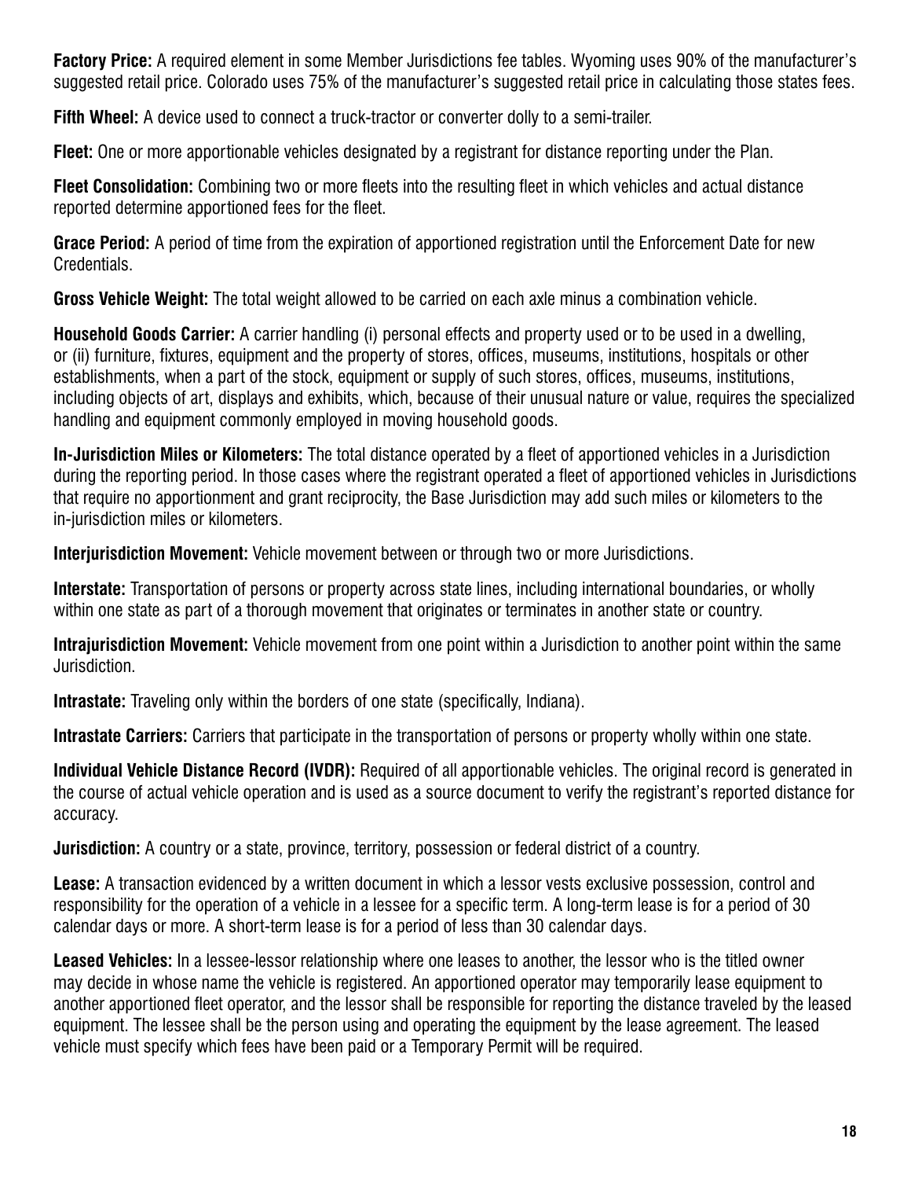**Factory Price:** A required element in some Member Jurisdictions fee tables. Wyoming uses 90% of the manufacturer's suggested retail price. Colorado uses 75% of the manufacturer's suggested retail price in calculating those states fees.

**Fifth Wheel:** A device used to connect a truck-tractor or converter dolly to a semi-trailer.

**Fleet:** One or more apportionable vehicles designated by a registrant for distance reporting under the Plan.

**Fleet Consolidation:** Combining two or more fleets into the resulting fleet in which vehicles and actual distance reported determine apportioned fees for the fleet.

**Grace Period:** A period of time from the expiration of apportioned registration until the Enforcement Date for new Credentials.

**Gross Vehicle Weight:** The total weight allowed to be carried on each axle minus a combination vehicle.

**Household Goods Carrier:** A carrier handling (i) personal effects and property used or to be used in a dwelling, or (ii) furniture, fixtures, equipment and the property of stores, offices, museums, institutions, hospitals or other establishments, when a part of the stock, equipment or supply of such stores, offices, museums, institutions, including objects of art, displays and exhibits, which, because of their unusual nature or value, requires the specialized handling and equipment commonly employed in moving household goods.

**In-Jurisdiction Miles or Kilometers:** The total distance operated by a fleet of apportioned vehicles in a Jurisdiction during the reporting period. In those cases where the registrant operated a fleet of apportioned vehicles in Jurisdictions that require no apportionment and grant reciprocity, the Base Jurisdiction may add such miles or kilometers to the in-jurisdiction miles or kilometers.

**Interjurisdiction Movement:** Vehicle movement between or through two or more Jurisdictions.

**Interstate:** Transportation of persons or property across state lines, including international boundaries, or wholly within one state as part of a thorough movement that originates or terminates in another state or country.

**Intrajurisdiction Movement:** Vehicle movement from one point within a Jurisdiction to another point within the same Jurisdiction.

**Intrastate:** Traveling only within the borders of one state (specifically, Indiana).

**Intrastate Carriers:** Carriers that participate in the transportation of persons or property wholly within one state.

**Individual Vehicle Distance Record (IVDR):** Required of all apportionable vehicles. The original record is generated in the course of actual vehicle operation and is used as a source document to verify the registrant's reported distance for accuracy.

**Jurisdiction:** A country or a state, province, territory, possession or federal district of a country.

**Lease:** A transaction evidenced by a written document in which a lessor vests exclusive possession, control and responsibility for the operation of a vehicle in a lessee for a specific term. A long-term lease is for a period of 30 calendar days or more. A short-term lease is for a period of less than 30 calendar days.

**Leased Vehicles:** In a lessee-lessor relationship where one leases to another, the lessor who is the titled owner may decide in whose name the vehicle is registered. An apportioned operator may temporarily lease equipment to another apportioned fleet operator, and the lessor shall be responsible for reporting the distance traveled by the leased equipment. The lessee shall be the person using and operating the equipment by the lease agreement. The leased vehicle must specify which fees have been paid or a Temporary Permit will be required.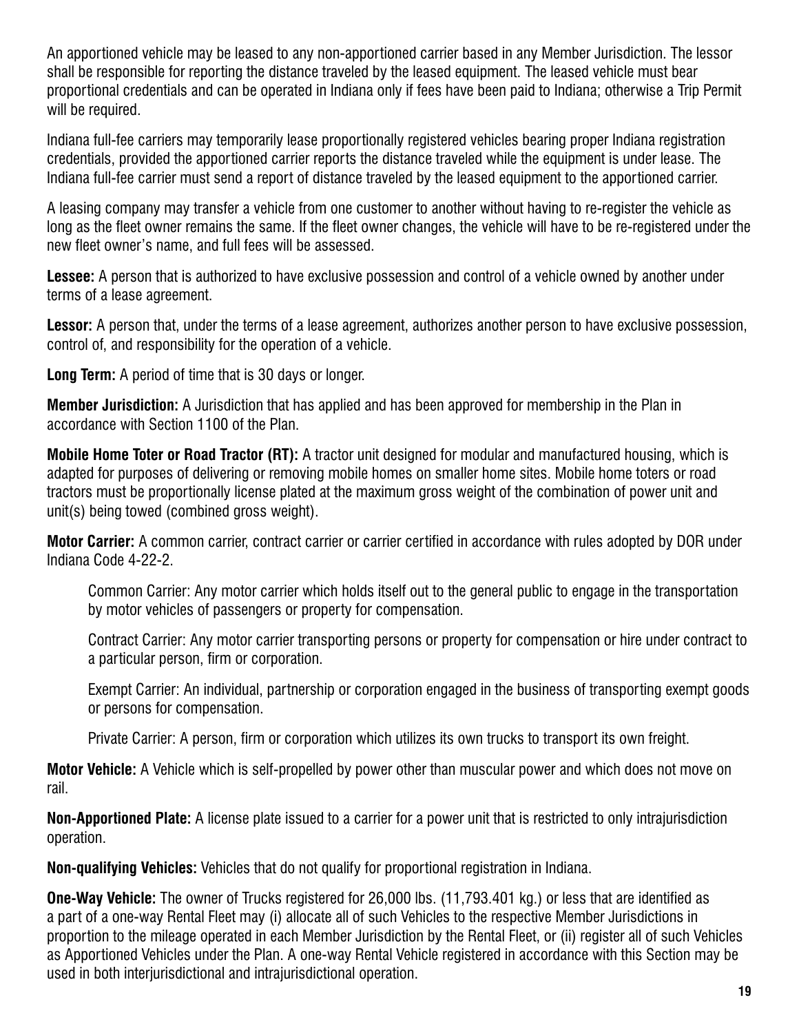An apportioned vehicle may be leased to any non-apportioned carrier based in any Member Jurisdiction. The lessor shall be responsible for reporting the distance traveled by the leased equipment. The leased vehicle must bear proportional credentials and can be operated in Indiana only if fees have been paid to Indiana; otherwise a Trip Permit will be required.

Indiana full-fee carriers may temporarily lease proportionally registered vehicles bearing proper Indiana registration credentials, provided the apportioned carrier reports the distance traveled while the equipment is under lease. The Indiana full-fee carrier must send a report of distance traveled by the leased equipment to the apportioned carrier.

A leasing company may transfer a vehicle from one customer to another without having to re-register the vehicle as long as the fleet owner remains the same. If the fleet owner changes, the vehicle will have to be re-registered under the new fleet owner's name, and full fees will be assessed.

**Lessee:** A person that is authorized to have exclusive possession and control of a vehicle owned by another under terms of a lease agreement.

**Lessor:** A person that, under the terms of a lease agreement, authorizes another person to have exclusive possession, control of, and responsibility for the operation of a vehicle.

**Long Term:** A period of time that is 30 days or longer.

**Member Jurisdiction:** A Jurisdiction that has applied and has been approved for membership in the Plan in accordance with Section 1100 of the Plan.

**Mobile Home Toter or Road Tractor (RT):** A tractor unit designed for modular and manufactured housing, which is adapted for purposes of delivering or removing mobile homes on smaller home sites. Mobile home toters or road tractors must be proportionally license plated at the maximum gross weight of the combination of power unit and unit(s) being towed (combined gross weight).

**Motor Carrier:** A common carrier, contract carrier or carrier certified in accordance with rules adopted by DOR under Indiana Code 4-22-2.

Common Carrier: Any motor carrier which holds itself out to the general public to engage in the transportation by motor vehicles of passengers or property for compensation.

Contract Carrier: Any motor carrier transporting persons or property for compensation or hire under contract to a particular person, firm or corporation.

Exempt Carrier: An individual, partnership or corporation engaged in the business of transporting exempt goods or persons for compensation.

Private Carrier: A person, firm or corporation which utilizes its own trucks to transport its own freight.

**Motor Vehicle:** A Vehicle which is self-propelled by power other than muscular power and which does not move on rail.

**Non-Apportioned Plate:** A license plate issued to a carrier for a power unit that is restricted to only intrajurisdiction operation.

**Non-qualifying Vehicles:** Vehicles that do not qualify for proportional registration in Indiana.

**One-Way Vehicle:** The owner of Trucks registered for 26,000 lbs. (11,793.401 kg.) or less that are identified as a part of a one-way Rental Fleet may (i) allocate all of such Vehicles to the respective Member Jurisdictions in proportion to the mileage operated in each Member Jurisdiction by the Rental Fleet, or (ii) register all of such Vehicles as Apportioned Vehicles under the Plan. A one-way Rental Vehicle registered in accordance with this Section may be used in both interjurisdictional and intrajurisdictional operation.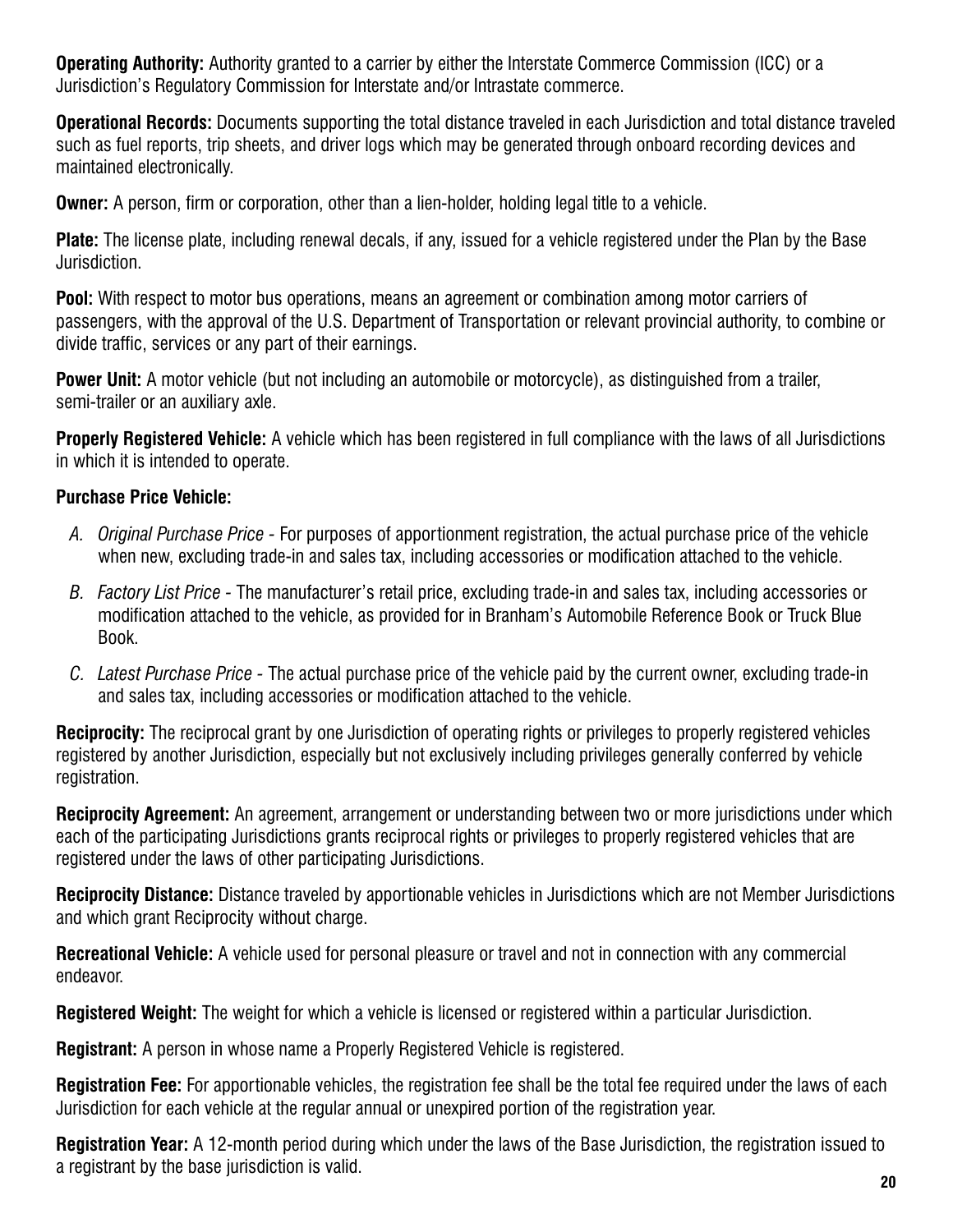**Operating Authority:** Authority granted to a carrier by either the Interstate Commerce Commission (ICC) or a Jurisdiction's Regulatory Commission for Interstate and/or Intrastate commerce.

**Operational Records:** Documents supporting the total distance traveled in each Jurisdiction and total distance traveled such as fuel reports, trip sheets, and driver logs which may be generated through onboard recording devices and maintained electronically.

**Owner:** A person, firm or corporation, other than a lien-holder, holding legal title to a vehicle.

**Plate:** The license plate, including renewal decals, if any, issued for a vehicle registered under the Plan by the Base Jurisdiction.

**Pool:** With respect to motor bus operations, means an agreement or combination among motor carriers of passengers, with the approval of the U.S. Department of Transportation or relevant provincial authority, to combine or divide traffic, services or any part of their earnings.

**Power Unit:** A motor vehicle (but not including an automobile or motorcycle), as distinguished from a trailer, semi-trailer or an auxiliary axle.

**Properly Registered Vehicle:** A vehicle which has been registered in full compliance with the laws of all Jurisdictions in which it is intended to operate.

**Purchase Price Vehicle:**

- A. *Original Purchase Price* - For purposes of apportionment registration, the actual purchase price of the vehicle when new, excluding trade-in and sales tax, including accessories or modification attached to the vehicle.
- B. *Factory List Price* - The manufacturer's retail price, excluding trade-in and sales tax, including accessories or modification attached to the vehicle, as provided for in Branham's Automobile Reference Book or Truck Blue Book.
- C. *Latest Purchase Price* - The actual purchase price of the vehicle paid by the current owner, excluding trade-in and sales tax, including accessories or modification attached to the vehicle.

**Reciprocity:** The reciprocal grant by one Jurisdiction of operating rights or privileges to properly registered vehicles registered by another Jurisdiction, especially but not exclusively including privileges generally conferred by vehicle registration.

**Reciprocity Agreement:** An agreement, arrangement or understanding between two or more jurisdictions under which each of the participating Jurisdictions grants reciprocal rights or privileges to properly registered vehicles that are registered under the laws of other participating Jurisdictions.

**Reciprocity Distance:** Distance traveled by apportionable vehicles in Jurisdictions which are not Member Jurisdictions and which grant Reciprocity without charge.

**Recreational Vehicle:** A vehicle used for personal pleasure or travel and not in connection with any commercial endeavor.

**Registered Weight:** The weight for which a vehicle is licensed or registered within a particular Jurisdiction.

**Registrant:** A person in whose name a Properly Registered Vehicle is registered.

**Registration Fee:** For apportionable vehicles, the registration fee shall be the total fee required under the laws of each Jurisdiction for each vehicle at the regular annual or unexpired portion of the registration year.

**Registration Year:** A 12-month period during which under the laws of the Base Jurisdiction, the registration issued to a registrant by the base jurisdiction is valid.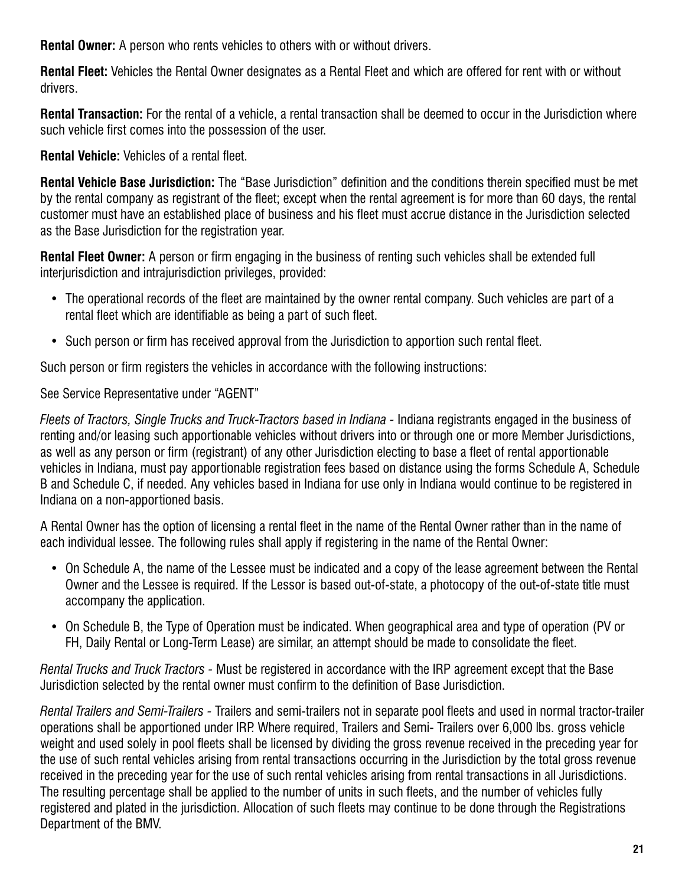**Rental Owner:** A person who rents vehicles to others with or without drivers.

**Rental Fleet:** Vehicles the Rental Owner designates as a Rental Fleet and which are offered for rent with or without drivers.

**Rental Transaction:** For the rental of a vehicle, a rental transaction shall be deemed to occur in the Jurisdiction where such vehicle first comes into the possession of the user.

**Rental Vehicle:** Vehicles of a rental fleet.

**Rental Vehicle Base Jurisdiction:** The "Base Jurisdiction" definition and the conditions therein specified must be met by the rental company as registrant of the fleet; except when the rental agreement is for more than 60 days, the rental customer must have an established place of business and his fleet must accrue distance in the Jurisdiction selected as the Base Jurisdiction for the registration year.

**Rental Fleet Owner:** A person or firm engaging in the business of renting such vehicles shall be extended full interjurisdiction and intrajurisdiction privileges, provided:

- The operational records of the fleet are maintained by the owner rental company. Such vehicles are part of a rental fleet which are identifiable as being a part of such fleet.
- Such person or firm has received approval from the Jurisdiction to apportion such rental fleet.

Such person or firm registers the vehicles in accordance with the following instructions:

See Service Representative under "AGENT"

*Fleets of Tractors, Single Trucks and Truck-Tractors based in Indiana* - Indiana registrants engaged in the business of renting and/or leasing such apportionable vehicles without drivers into or through one or more Member Jurisdictions, as well as any person or firm (registrant) of any other Jurisdiction electing to base a fleet of rental apportionable vehicles in Indiana, must pay apportionable registration fees based on distance using the forms Schedule A, Schedule B and Schedule C, if needed. Any vehicles based in Indiana for use only in Indiana would continue to be registered in Indiana on a non-apportioned basis.

A Rental Owner has the option of licensing a rental fleet in the name of the Rental Owner rather than in the name of each individual lessee. The following rules shall apply if registering in the name of the Rental Owner:

- On Schedule A, the name of the Lessee must be indicated and a copy of the lease agreement between the Rental Owner and the Lessee is required. If the Lessor is based out-of-state, a photocopy of the out-of-state title must accompany the application.
- On Schedule B, the Type of Operation must be indicated. When geographical area and type of operation (PV or FH, Daily Rental or Long-Term Lease) are similar, an attempt should be made to consolidate the fleet.

*Rental Trucks and Truck Tractors* - Must be registered in accordance with the IRP agreement except that the Base Jurisdiction selected by the rental owner must confirm to the definition of Base Jurisdiction.

*Rental Trailers and Semi-Trailers* - Trailers and semi-trailers not in separate pool fleets and used in normal tractor-trailer operations shall be apportioned under IRP. Where required, Trailers and Semi- Trailers over 6,000 lbs. gross vehicle weight and used solely in pool fleets shall be licensed by dividing the gross revenue received in the preceding year for the use of such rental vehicles arising from rental transactions occurring in the Jurisdiction by the total gross revenue received in the preceding year for the use of such rental vehicles arising from rental transactions in all Jurisdictions. The resulting percentage shall be applied to the number of units in such fleets, and the number of vehicles fully registered and plated in the jurisdiction. Allocation of such fleets may continue to be done through the Registrations Department of the BMV.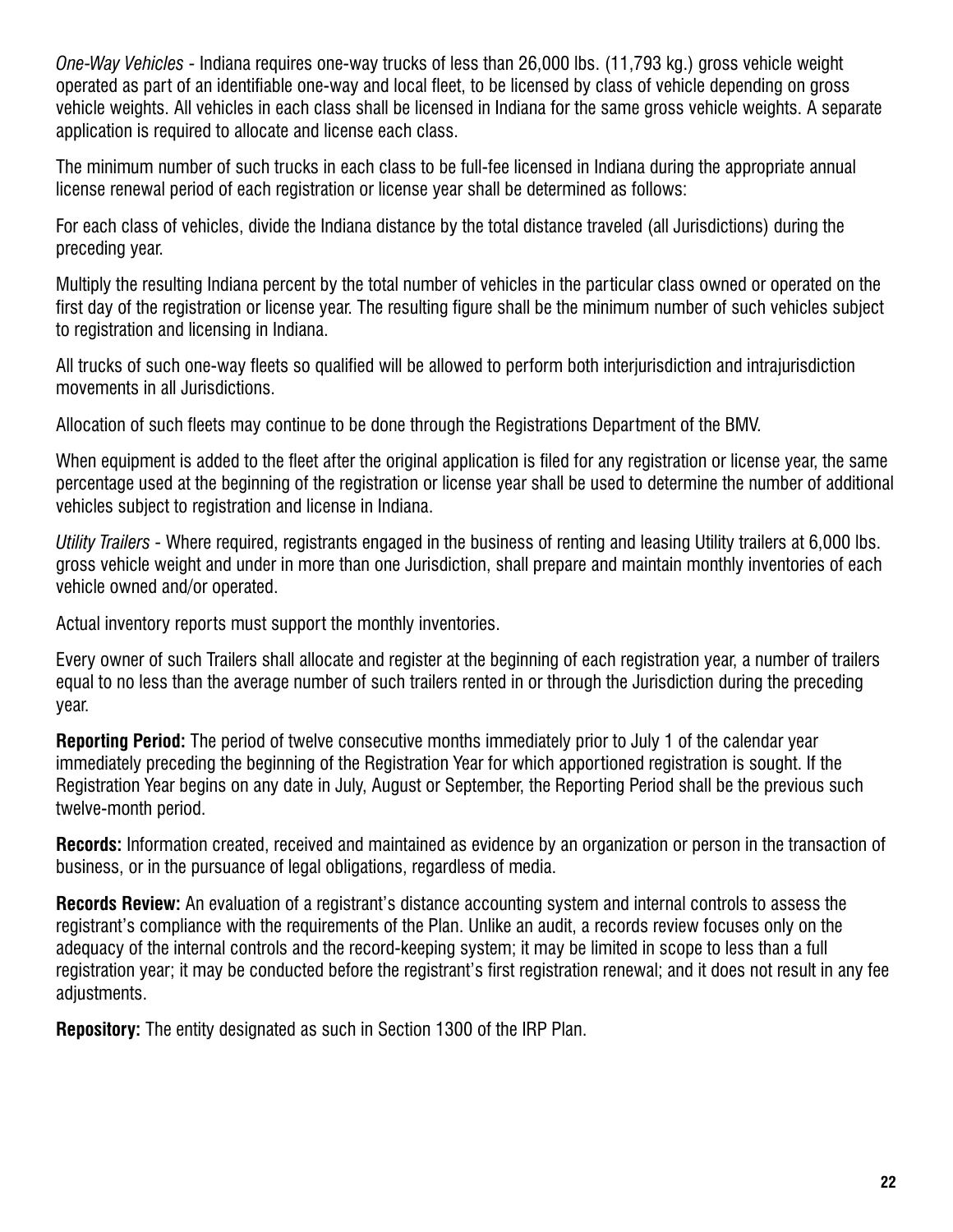*One-Way Vehicles* - Indiana requires one-way trucks of less than 26,000 lbs. (11,793 kg.) gross vehicle weight operated as part of an identifiable one-way and local fleet, to be licensed by class of vehicle depending on gross vehicle weights. All vehicles in each class shall be licensed in Indiana for the same gross vehicle weights. A separate application is required to allocate and license each class.

The minimum number of such trucks in each class to be full-fee licensed in Indiana during the appropriate annual license renewal period of each registration or license year shall be determined as follows:

For each class of vehicles, divide the Indiana distance by the total distance traveled (all Jurisdictions) during the preceding year.

Multiply the resulting Indiana percent by the total number of vehicles in the particular class owned or operated on the first day of the registration or license year. The resulting figure shall be the minimum number of such vehicles subject to registration and licensing in Indiana.

All trucks of such one-way fleets so qualified will be allowed to perform both interjurisdiction and intrajurisdiction movements in all Jurisdictions.

Allocation of such fleets may continue to be done through the Registrations Department of the BMV.

When equipment is added to the fleet after the original application is filed for any registration or license year, the same percentage used at the beginning of the registration or license year shall be used to determine the number of additional vehicles subject to registration and license in Indiana.

*Utility Trailers* - Where required, registrants engaged in the business of renting and leasing Utility trailers at 6,000 lbs. gross vehicle weight and under in more than one Jurisdiction, shall prepare and maintain monthly inventories of each vehicle owned and/or operated.

Actual inventory reports must support the monthly inventories.

Every owner of such Trailers shall allocate and register at the beginning of each registration year, a number of trailers equal to no less than the average number of such trailers rented in or through the Jurisdiction during the preceding year.

**Reporting Period:** The period of twelve consecutive months immediately prior to July 1 of the calendar year immediately preceding the beginning of the Registration Year for which apportioned registration is sought. If the Registration Year begins on any date in July, August or September, the Reporting Period shall be the previous such twelve-month period.

**Records:** Information created, received and maintained as evidence by an organization or person in the transaction of business, or in the pursuance of legal obligations, regardless of media.

**Records Review:** An evaluation of a registrant's distance accounting system and internal controls to assess the registrant's compliance with the requirements of the Plan. Unlike an audit, a records review focuses only on the adequacy of the internal controls and the record-keeping system; it may be limited in scope to less than a full registration year; it may be conducted before the registrant's first registration renewal; and it does not result in any fee adjustments.

**Repository:** The entity designated as such in Section 1300 of the IRP Plan.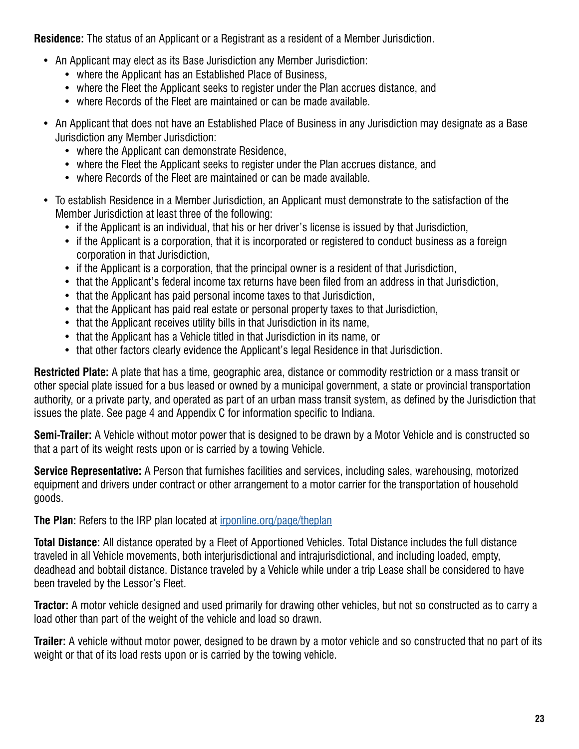**Residence:** The status of an Applicant or a Registrant as a resident of a Member Jurisdiction.

- An Applicant may elect as its Base Jurisdiction any Member Jurisdiction:
  - where the Applicant has an Established Place of Business,
  - where the Fleet the Applicant seeks to register under the Plan accrues distance, and
  - where Records of the Fleet are maintained or can be made available.
- An Applicant that does not have an Established Place of Business in any Jurisdiction may designate as a Base Jurisdiction any Member Jurisdiction:
  - where the Applicant can demonstrate Residence,
  - where the Fleet the Applicant seeks to register under the Plan accrues distance, and
  - where Records of the Fleet are maintained or can be made available.
- To establish Residence in a Member Jurisdiction, an Applicant must demonstrate to the satisfaction of the Member Jurisdiction at least three of the following:
  - if the Applicant is an individual, that his or her driver's license is issued by that Jurisdiction,
  - if the Applicant is a corporation, that it is incorporated or registered to conduct business as a foreign corporation in that Jurisdiction,
  - if the Applicant is a corporation, that the principal owner is a resident of that Jurisdiction,
  - that the Applicant's federal income tax returns have been filed from an address in that Jurisdiction,
  - that the Applicant has paid personal income taxes to that Jurisdiction,
  - that the Applicant has paid real estate or personal property taxes to that Jurisdiction,
  - that the Applicant receives utility bills in that Jurisdiction in its name,
  - that the Applicant has a Vehicle titled in that Jurisdiction in its name, or
  - that other factors clearly evidence the Applicant's legal Residence in that Jurisdiction.

**Restricted Plate:** A plate that has a time, geographic area, distance or commodity restriction or a mass transit or other special plate issued for a bus leased or owned by a municipal government, a state or provincial transportation authority, or a private party, and operated as part of an urban mass transit system, as defined by the Jurisdiction that issues the plate. See page 4 and Appendix C for information specific to Indiana.

**Semi-Trailer:** A Vehicle without motor power that is designed to be drawn by a Motor Vehicle and is constructed so that a part of its weight rests upon or is carried by a towing Vehicle.

**Service Representative:** A Person that furnishes facilities and services, including sales, warehousing, motorized equipment and drivers under contract or other arrangement to a motor carrier for the transportation of household goods.

**The Plan:** Refers to the IRP plan located at [irponline.org/page/theplan](irponline.org/page/theplan)

**Total Distance:** All distance operated by a Fleet of Apportioned Vehicles. Total Distance includes the full distance traveled in all Vehicle movements, both interjurisdictional and intrajurisdictional, and including loaded, empty, deadhead and bobtail distance. Distance traveled by a Vehicle while under a trip Lease shall be considered to have been traveled by the Lessor's Fleet.

**Tractor:** A motor vehicle designed and used primarily for drawing other vehicles, but not so constructed as to carry a load other than part of the weight of the vehicle and load so drawn.

**Trailer:** A vehicle without motor power, designed to be drawn by a motor vehicle and so constructed that no part of its weight or that of its load rests upon or is carried by the towing vehicle.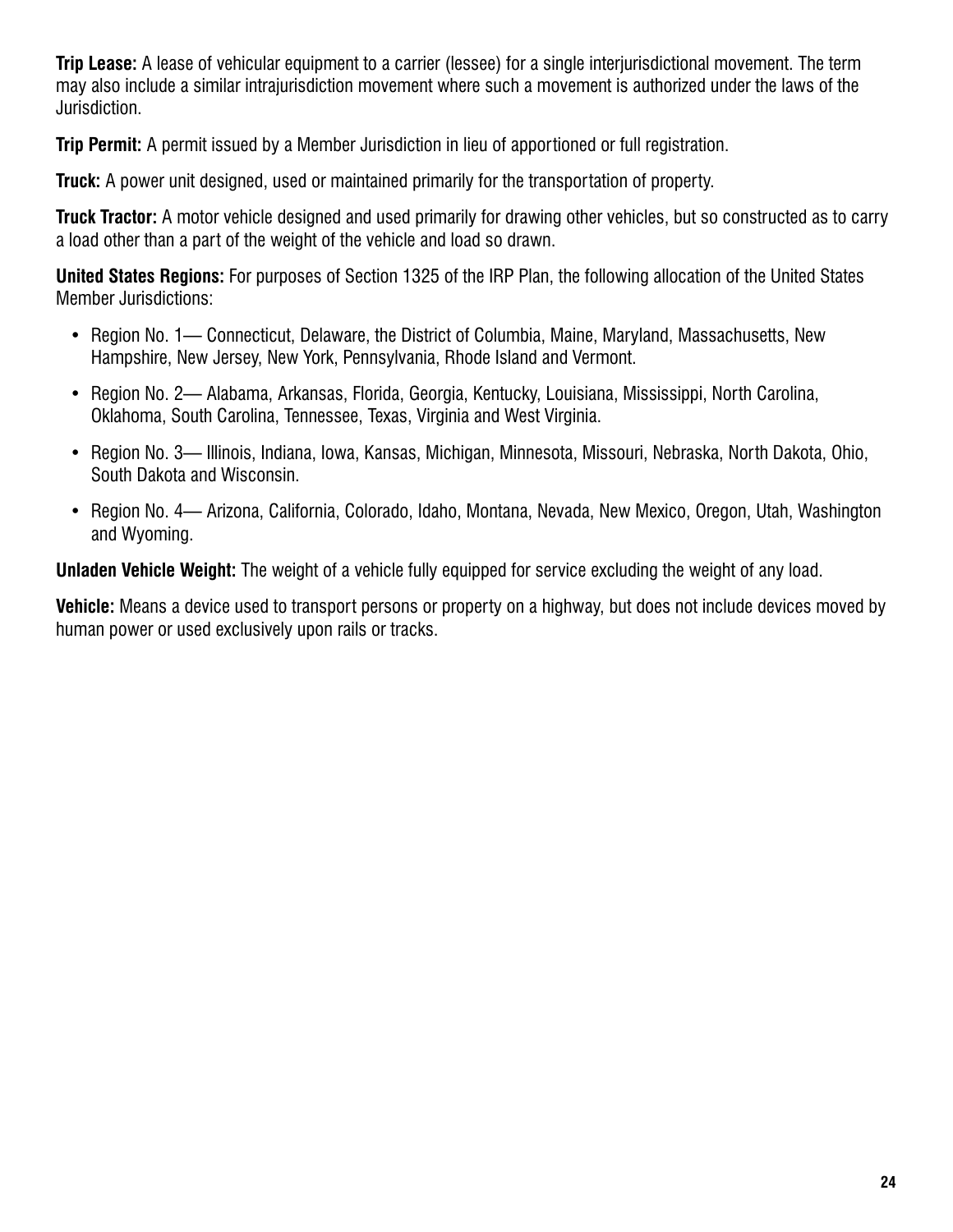**Trip Lease:** A lease of vehicular equipment to a carrier (lessee) for a single interjurisdictional movement. The term may also include a similar intrajurisdiction movement where such a movement is authorized under the laws of the Jurisdiction.

**Trip Permit:** A permit issued by a Member Jurisdiction in lieu of apportioned or full registration.

**Truck:** A power unit designed, used or maintained primarily for the transportation of property.

**Truck Tractor:** A motor vehicle designed and used primarily for drawing other vehicles, but so constructed as to carry a load other than a part of the weight of the vehicle and load so drawn.

**United States Regions:** For purposes of Section 1325 of the IRP Plan, the following allocation of the United States Member Jurisdictions:

- Region No. 1— Connecticut, Delaware, the District of Columbia, Maine, Maryland, Massachusetts, New Hampshire, New Jersey, New York, Pennsylvania, Rhode Island and Vermont.
- Region No. 2— Alabama, Arkansas, Florida, Georgia, Kentucky, Louisiana, Mississippi, North Carolina, Oklahoma, South Carolina, Tennessee, Texas, Virginia and West Virginia.
- Region No. 3— Illinois, Indiana, Iowa, Kansas, Michigan, Minnesota, Missouri, Nebraska, North Dakota, Ohio, South Dakota and Wisconsin.
- Region No. 4— Arizona, California, Colorado, Idaho, Montana, Nevada, New Mexico, Oregon, Utah, Washington and Wyoming.

**Unladen Vehicle Weight:** The weight of a vehicle fully equipped for service excluding the weight of any load.

**Vehicle:** Means a device used to transport persons or property on a highway, but does not include devices moved by human power or used exclusively upon rails or tracks.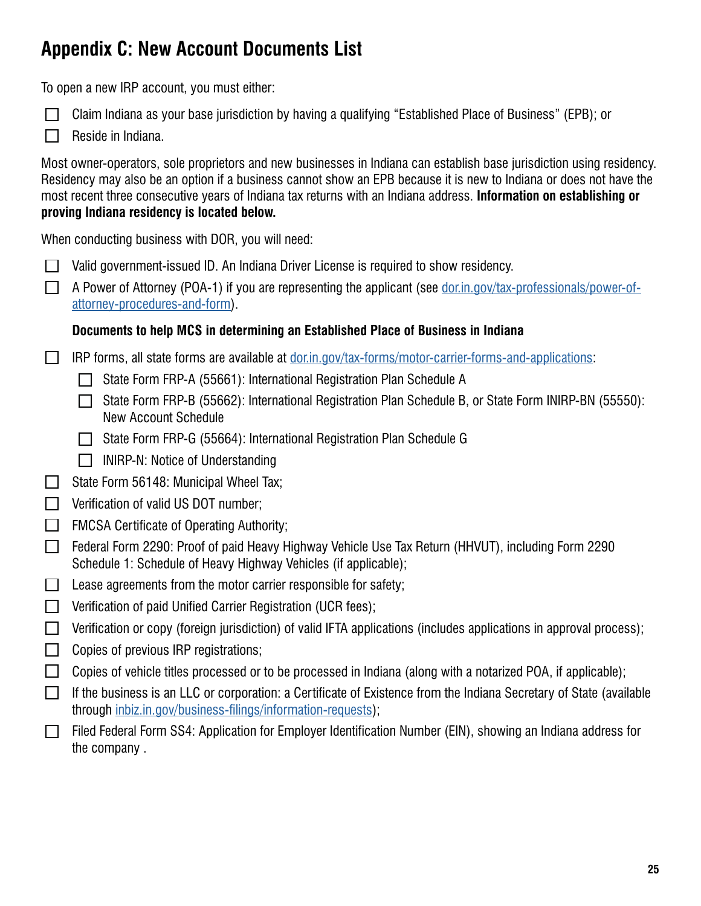## Appendix C: New Account Documents List

To open a new IRP account, you must either:

- [ ] Claim Indiana as your base jurisdiction by having a qualifying "Established Place of Business" (EPB); or
- [ ] Reside in Indiana.

Most owner-operators, sole proprietors and new businesses in Indiana can establish base jurisdiction using residency. Residency may also be an option if a business cannot show an EPB because it is new to Indiana or does not have the most recent three consecutive years of Indiana tax returns with an Indiana address. **Information on establishing or proving Indiana residency is located below.**

When conducting business with DOR, you will need:

- [ ] Valid government-issued ID. An Indiana Driver License is required to show residency.
- [ ] A Power of Attorney (POA-1) if you are representing the applicant (see dor.in.gov/tax-professionals/power-of-attorney-procedures-and-form).

**Documents to help MCS in determining an Established Place of Business in Indiana**

- [ ] IRP forms, all state forms are available at dor.in.gov/tax-forms/motor-carrier-forms-and-applications:
  - [ ] State Form FRP-A (55661): International Registration Plan Schedule A
  - [ ] State Form FRP-B (55662): International Registration Plan Schedule B, or State Form INIRP-BN (55550): New Account Schedule
  - [ ] State Form FRP-G (55664): International Registration Plan Schedule G
  - [ ] INIRP-N: Notice of Understanding
- [ ] State Form 56148: Municipal Wheel Tax;
- [ ] Verification of valid US DOT number;
- [ ] FMCSA Certificate of Operating Authority;
- [ ] Federal Form 2290: Proof of paid Heavy Highway Vehicle Use Tax Return (HHVUT), including Form 2290 Schedule 1: Schedule of Heavy Highway Vehicles (if applicable);
- [ ] Lease agreements from the motor carrier responsible for safety;
- [ ] Verification of paid Unified Carrier Registration (UCR fees);
- [ ] Verification or copy (foreign jurisdiction) of valid IFTA applications (includes applications in approval process);
- [ ] Copies of previous IRP registrations;
- [ ] Copies of vehicle titles processed or to be processed in Indiana (along with a notarized POA, if applicable);
- [ ] If the business is an LLC or corporation: a Certificate of Existence from the Indiana Secretary of State (available through inbiz.in.gov/business-filings/information-requests);
- [ ] Filed Federal Form SS4: Application for Employer Identification Number (EIN), showing an Indiana address for the company .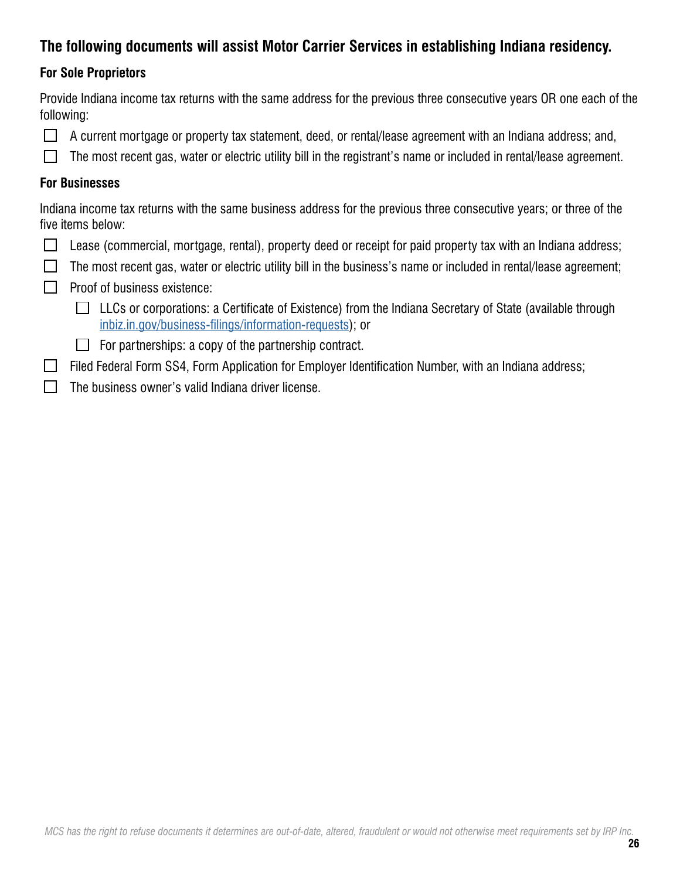## The following documents will assist Motor Carrier Services in establishing Indiana residency.

### For Sole Proprietors

Provide Indiana income tax returns with the same address for the previous three consecutive years OR one each of the following:

- [ ] A current mortgage or property tax statement, deed, or rental/lease agreement with an Indiana address; and,
- [ ] The most recent gas, water or electric utility bill in the registrant's name or included in rental/lease agreement.

### For Businesses

Indiana income tax returns with the same business address for the previous three consecutive years; or three of the five items below:

- [ ] Lease (commercial, mortgage, rental), property deed or receipt for paid property tax with an Indiana address;
- [ ] The most recent gas, water or electric utility bill in the business's name or included in rental/lease agreement;
- [ ] Proof of business existence:
  - [ ] LLCs or corporations: a Certificate of Existence) from the Indiana Secretary of State (available through inbiz.in.gov/business-filings/information-requests); or
  - [ ] For partnerships: a copy of the partnership contract.
- [ ] Filed Federal Form SS4, Form Application for Employer Identification Number, with an Indiana address;
- [ ] The business owner's valid Indiana driver license.

*MCS has the right to refuse documents it determines are out-of-date, altered, fraudulent or would not otherwise meet requirements set by IRP Inc.*